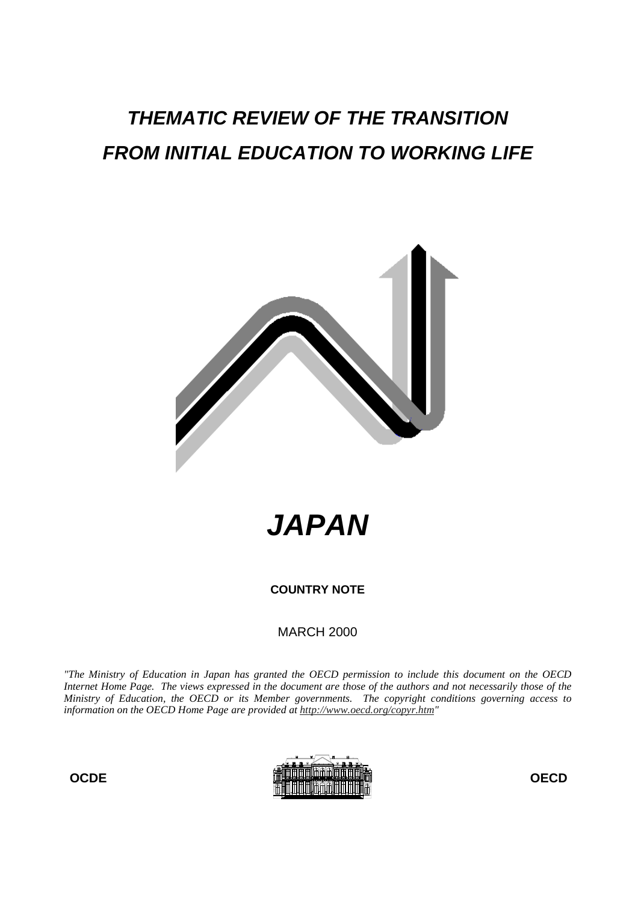# *THEMATIC REVIEW OF THE TRANSITION FROM INITIAL EDUCATION TO WORKING LIFE*

# *JAPAN*

**COUNTRY NOTE**

MARCH 2000

*"The Ministry of Education in Japan has granted the OECD permission to include this document on the OECD Internet Home Page. The views expressed in the document are those of the authors and not necessarily those of the Ministry of Education, the OECD or its Member governments. The copyright conditions governing access to information on the OECD Home Page are provided at http://www.oecd.org/copyr.htm"*

**OCDE** **OECD**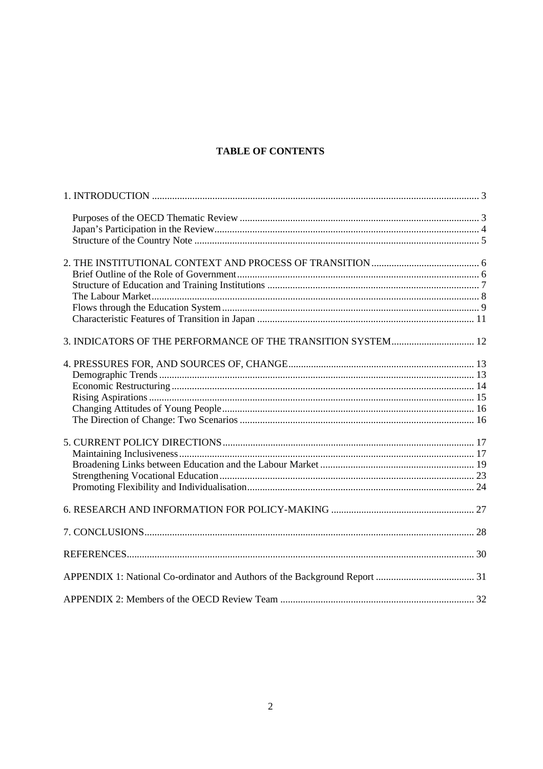**TABLE OF CONTENTS**

1. INTRODUCTION ..... 3

- Purposes of the OECD Thematic Review ..... 3
- Japan's Participation in the Review ..... 4
- Structure of the Country Note ..... 5

2. THE INSTITUTIONAL CONTEXT AND PROCESS OF TRANSITION ..... 6

- Brief Outline of the Role of Government ..... 6
- Structure of Education and Training Institutions ..... 7
- The Labour Market ..... 8
- Flows through the Education System ..... 9
- Characteristic Features of Transition in Japan ..... 11

3. INDICATORS OF THE PERFORMANCE OF THE TRANSITION SYSTEM ..... 12

4. PRESSURES FOR, AND SOURCES OF, CHANGE ..... 13

- Demographic Trends ..... 13
- Economic Restructuring ..... 14
- Rising Aspirations ..... 15
- Changing Attitudes of Young People ..... 16
- The Direction of Change: Two Scenarios ..... 16

5. CURRENT POLICY DIRECTIONS ..... 17

- Maintaining Inclusiveness ..... 17
- Broadening Links between Education and the Labour Market ..... 19
- Strengthening Vocational Education ..... 23
- Promoting Flexibility and Individualisation ..... 24

6. RESEARCH AND INFORMATION FOR POLICY-MAKING ..... 27

7. CONCLUSIONS ..... 28

REFERENCES ..... 30

APPENDIX 1: National Co-ordinator and Authors of the Background Report ..... 31

APPENDIX 2: Members of the OECD Review Team ..... 32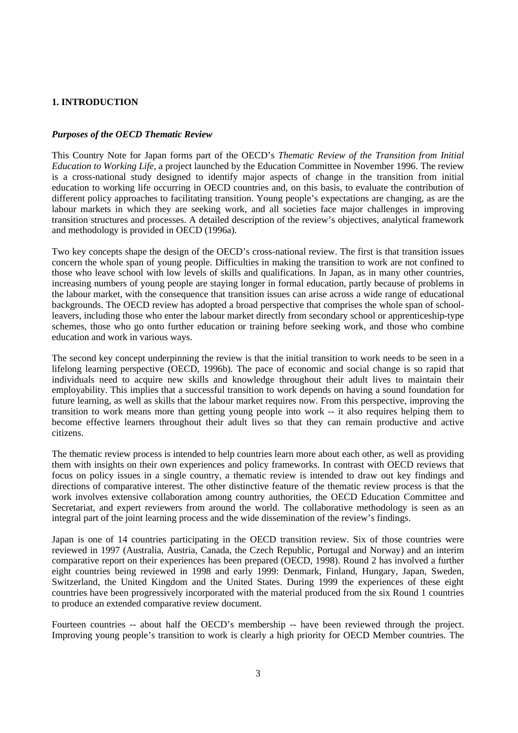# 1. INTRODUCTION

## *Purposes of the OECD Thematic Review*

This Country Note for Japan forms part of the OECD's *Thematic Review of the Transition from Initial Education to Working Life*, a project launched by the Education Committee in November 1996. The review is a cross-national study designed to identify major aspects of change in the transition from initial education to working life occurring in OECD countries and, on this basis, to evaluate the contribution of different policy approaches to facilitating transition. Young people's expectations are changing, as are the labour markets in which they are seeking work, and all societies face major challenges in improving transition structures and processes. A detailed description of the review's objectives, analytical framework and methodology is provided in OECD (1996a).

Two key concepts shape the design of the OECD's cross-national review. The first is that transition issues concern the whole span of young people. Difficulties in making the transition to work are not confined to those who leave school with low levels of skills and qualifications. In Japan, as in many other countries, increasing numbers of young people are staying longer in formal education, partly because of problems in the labour market, with the consequence that transition issues can arise across a wide range of educational backgrounds. The OECD review has adopted a broad perspective that comprises the whole span of school-leavers, including those who enter the labour market directly from secondary school or apprenticeship-type schemes, those who go onto further education or training before seeking work, and those who combine education and work in various ways.

The second key concept underpinning the review is that the initial transition to work needs to be seen in a lifelong learning perspective (OECD, 1996b). The pace of economic and social change is so rapid that individuals need to acquire new skills and knowledge throughout their adult lives to maintain their employability. This implies that a successful transition to work depends on having a sound foundation for future learning, as well as skills that the labour market requires now. From this perspective, improving the transition to work means more than getting young people into work -- it also requires helping them to become effective learners throughout their adult lives so that they can remain productive and active citizens.

The thematic review process is intended to help countries learn more about each other, as well as providing them with insights on their own experiences and policy frameworks. In contrast with OECD reviews that focus on policy issues in a single country, a thematic review is intended to draw out key findings and directions of comparative interest. The other distinctive feature of the thematic review process is that the work involves extensive collaboration among country authorities, the OECD Education Committee and Secretariat, and expert reviewers from around the world. The collaborative methodology is seen as an integral part of the joint learning process and the wide dissemination of the review's findings.

Japan is one of 14 countries participating in the OECD transition review. Six of those countries were reviewed in 1997 (Australia, Austria, Canada, the Czech Republic, Portugal and Norway) and an interim comparative report on their experiences has been prepared (OECD, 1998). Round 2 has involved a further eight countries being reviewed in 1998 and early 1999: Denmark, Finland, Hungary, Japan, Sweden, Switzerland, the United Kingdom and the United States. During 1999 the experiences of these eight countries have been progressively incorporated with the material produced from the six Round 1 countries to produce an extended comparative review document.

Fourteen countries -- about half the OECD's membership -- have been reviewed through the project. Improving young people's transition to work is clearly a high priority for OECD Member countries. The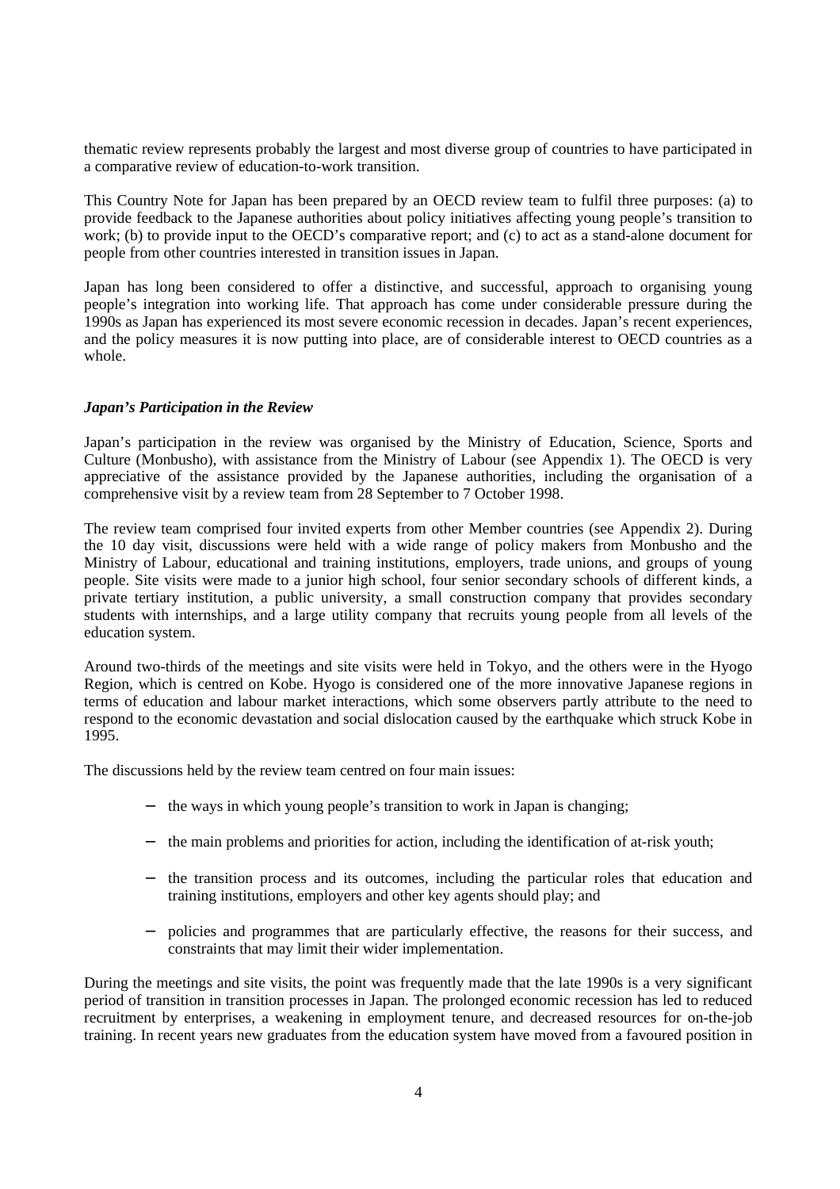thematic review represents probably the largest and most diverse group of countries to have participated in a comparative review of education-to-work transition.

This Country Note for Japan has been prepared by an OECD review team to fulfil three purposes: (a) to provide feedback to the Japanese authorities about policy initiatives affecting young people's transition to work; (b) to provide input to the OECD's comparative report; and (c) to act as a stand-alone document for people from other countries interested in transition issues in Japan.

Japan has long been considered to offer a distinctive, and successful, approach to organising young people's integration into working life. That approach has come under considerable pressure during the 1990s as Japan has experienced its most severe economic recession in decades. Japan's recent experiences, and the policy measures it is now putting into place, are of considerable interest to OECD countries as a whole.

### *Japan's Participation in the Review*

Japan's participation in the review was organised by the Ministry of Education, Science, Sports and Culture (Monbusho), with assistance from the Ministry of Labour (see Appendix 1). The OECD is very appreciative of the assistance provided by the Japanese authorities, including the organisation of a comprehensive visit by a review team from 28 September to 7 October 1998.

The review team comprised four invited experts from other Member countries (see Appendix 2). During the 10 day visit, discussions were held with a wide range of policy makers from Monbusho and the Ministry of Labour, educational and training institutions, employers, trade unions, and groups of young people. Site visits were made to a junior high school, four senior secondary schools of different kinds, a private tertiary institution, a public university, a small construction company that provides secondary students with internships, and a large utility company that recruits young people from all levels of the education system.

Around two-thirds of the meetings and site visits were held in Tokyo, and the others were in the Hyogo Region, which is centred on Kobe. Hyogo is considered one of the more innovative Japanese regions in terms of education and labour market interactions, which some observers partly attribute to the need to respond to the economic devastation and social dislocation caused by the earthquake which struck Kobe in 1995.

The discussions held by the review team centred on four main issues:

- the ways in which young people's transition to work in Japan is changing;
- the main problems and priorities for action, including the identification of at-risk youth;
- the transition process and its outcomes, including the particular roles that education and training institutions, employers and other key agents should play; and
- policies and programmes that are particularly effective, the reasons for their success, and constraints that may limit their wider implementation.

During the meetings and site visits, the point was frequently made that the late 1990s is a very significant period of transition in transition processes in Japan. The prolonged economic recession has led to reduced recruitment by enterprises, a weakening in employment tenure, and decreased resources for on-the-job training. In recent years new graduates from the education system have moved from a favoured position in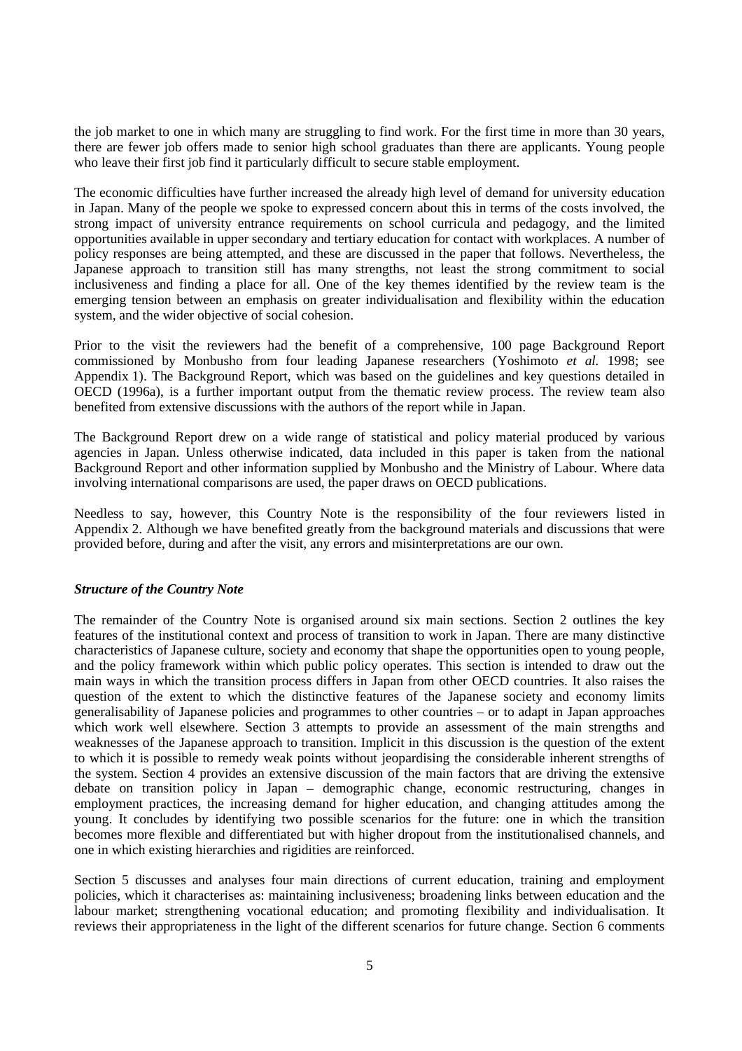the job market to one in which many are struggling to find work. For the first time in more than 30 years, there are fewer job offers made to senior high school graduates than there are applicants. Young people who leave their first job find it particularly difficult to secure stable employment.

The economic difficulties have further increased the already high level of demand for university education in Japan. Many of the people we spoke to expressed concern about this in terms of the costs involved, the strong impact of university entrance requirements on school curricula and pedagogy, and the limited opportunities available in upper secondary and tertiary education for contact with workplaces. A number of policy responses are being attempted, and these are discussed in the paper that follows. Nevertheless, the Japanese approach to transition still has many strengths, not least the strong commitment to social inclusiveness and finding a place for all. One of the key themes identified by the review team is the emerging tension between an emphasis on greater individualisation and flexibility within the education system, and the wider objective of social cohesion.

Prior to the visit the reviewers had the benefit of a comprehensive, 100 page Background Report commissioned by Monbusho from four leading Japanese researchers (Yoshimoto *et al.* 1998; see Appendix 1). The Background Report, which was based on the guidelines and key questions detailed in OECD (1996a), is a further important output from the thematic review process. The review team also benefited from extensive discussions with the authors of the report while in Japan.

The Background Report drew on a wide range of statistical and policy material produced by various agencies in Japan. Unless otherwise indicated, data included in this paper is taken from the national Background Report and other information supplied by Monbusho and the Ministry of Labour. Where data involving international comparisons are used, the paper draws on OECD publications.

Needless to say, however, this Country Note is the responsibility of the four reviewers listed in Appendix 2. Although we have benefited greatly from the background materials and discussions that were provided before, during and after the visit, any errors and misinterpretations are our own.

### *Structure of the Country Note*

The remainder of the Country Note is organised around six main sections. Section 2 outlines the key features of the institutional context and process of transition to work in Japan. There are many distinctive characteristics of Japanese culture, society and economy that shape the opportunities open to young people, and the policy framework within which public policy operates. This section is intended to draw out the main ways in which the transition process differs in Japan from other OECD countries. It also raises the question of the extent to which the distinctive features of the Japanese society and economy limits generalisability of Japanese policies and programmes to other countries – or to adapt in Japan approaches which work well elsewhere. Section 3 attempts to provide an assessment of the main strengths and weaknesses of the Japanese approach to transition. Implicit in this discussion is the question of the extent to which it is possible to remedy weak points without jeopardising the considerable inherent strengths of the system. Section 4 provides an extensive discussion of the main factors that are driving the extensive debate on transition policy in Japan – demographic change, economic restructuring, changes in employment practices, the increasing demand for higher education, and changing attitudes among the young. It concludes by identifying two possible scenarios for the future: one in which the transition becomes more flexible and differentiated but with higher dropout from the institutionalised channels, and one in which existing hierarchies and rigidities are reinforced.

Section 5 discusses and analyses four main directions of current education, training and employment policies, which it characterises as: maintaining inclusiveness; broadening links between education and the labour market; strengthening vocational education; and promoting flexibility and individualisation. It reviews their appropriateness in the light of the different scenarios for future change. Section 6 comments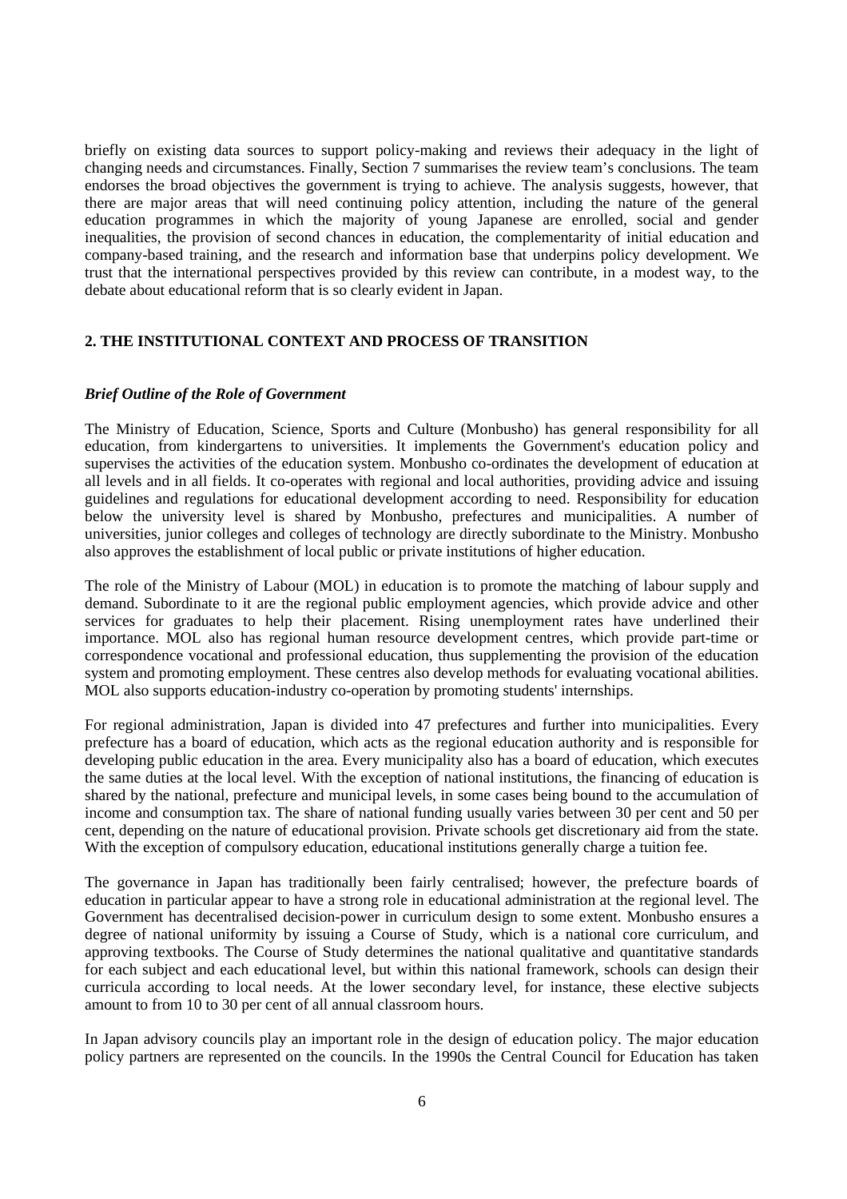briefly on existing data sources to support policy-making and reviews their adequacy in the light of changing needs and circumstances. Finally, Section 7 summarises the review team's conclusions. The team endorses the broad objectives the government is trying to achieve. The analysis suggests, however, that there are major areas that will need continuing policy attention, including the nature of the general education programmes in which the majority of young Japanese are enrolled, social and gender inequalities, the provision of second chances in education, the complementarity of initial education and company-based training, and the research and information base that underpins policy development. We trust that the international perspectives provided by this review can contribute, in a modest way, to the debate about educational reform that is so clearly evident in Japan.

## 2. THE INSTITUTIONAL CONTEXT AND PROCESS OF TRANSITION

### *Brief Outline of the Role of Government*

The Ministry of Education, Science, Sports and Culture (Monbusho) has general responsibility for all education, from kindergartens to universities. It implements the Government's education policy and supervises the activities of the education system. Monbusho co-ordinates the development of education at all levels and in all fields. It co-operates with regional and local authorities, providing advice and issuing guidelines and regulations for educational development according to need. Responsibility for education below the university level is shared by Monbusho, prefectures and municipalities. A number of universities, junior colleges and colleges of technology are directly subordinate to the Ministry. Monbusho also approves the establishment of local public or private institutions of higher education.

The role of the Ministry of Labour (MOL) in education is to promote the matching of labour supply and demand. Subordinate to it are the regional public employment agencies, which provide advice and other services for graduates to help their placement. Rising unemployment rates have underlined their importance. MOL also has regional human resource development centres, which provide part-time or correspondence vocational and professional education, thus supplementing the provision of the education system and promoting employment. These centres also develop methods for evaluating vocational abilities. MOL also supports education-industry co-operation by promoting students' internships.

For regional administration, Japan is divided into 47 prefectures and further into municipalities. Every prefecture has a board of education, which acts as the regional education authority and is responsible for developing public education in the area. Every municipality also has a board of education, which executes the same duties at the local level. With the exception of national institutions, the financing of education is shared by the national, prefecture and municipal levels, in some cases being bound to the accumulation of income and consumption tax. The share of national funding usually varies between 30 per cent and 50 per cent, depending on the nature of educational provision. Private schools get discretionary aid from the state. With the exception of compulsory education, educational institutions generally charge a tuition fee.

The governance in Japan has traditionally been fairly centralised; however, the prefecture boards of education in particular appear to have a strong role in educational administration at the regional level. The Government has decentralised decision-power in curriculum design to some extent. Monbusho ensures a degree of national uniformity by issuing a Course of Study, which is a national core curriculum, and approving textbooks. The Course of Study determines the national qualitative and quantitative standards for each subject and each educational level, but within this national framework, schools can design their curricula according to local needs. At the lower secondary level, for instance, these elective subjects amount to from 10 to 30 per cent of all annual classroom hours.

In Japan advisory councils play an important role in the design of education policy. The major education policy partners are represented on the councils. In the 1990s the Central Council for Education has taken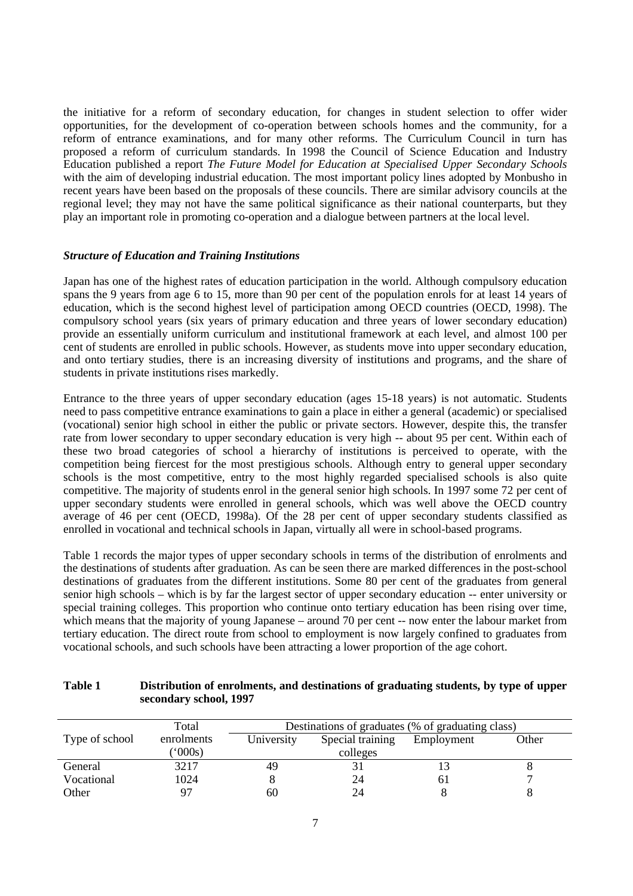the initiative for a reform of secondary education, for changes in student selection to offer wider opportunities, for the development of co-operation between schools homes and the community, for a reform of entrance examinations, and for many other reforms. The Curriculum Council in turn has proposed a reform of curriculum standards. In 1998 the Council of Science Education and Industry Education published a report *The Future Model for Education at Specialised Upper Secondary Schools* with the aim of developing industrial education. The most important policy lines adopted by Monbusho in recent years have been based on the proposals of these councils. There are similar advisory councils at the regional level; they may not have the same political significance as their national counterparts, but they play an important role in promoting co-operation and a dialogue between partners at the local level.

### *Structure of Education and Training Institutions*

Japan has one of the highest rates of education participation in the world. Although compulsory education spans the 9 years from age 6 to 15, more than 90 per cent of the population enrols for at least 14 years of education, which is the second highest level of participation among OECD countries (OECD, 1998). The compulsory school years (six years of primary education and three years of lower secondary education) provide an essentially uniform curriculum and institutional framework at each level, and almost 100 per cent of students are enrolled in public schools. However, as students move into upper secondary education, and onto tertiary studies, there is an increasing diversity of institutions and programs, and the share of students in private institutions rises markedly.

Entrance to the three years of upper secondary education (ages 15-18 years) is not automatic. Students need to pass competitive entrance examinations to gain a place in either a general (academic) or specialised (vocational) senior high school in either the public or private sectors. However, despite this, the transfer rate from lower secondary to upper secondary education is very high -- about 95 per cent. Within each of these two broad categories of school a hierarchy of institutions is perceived to operate, with the competition being fiercest for the most prestigious schools. Although entry to general upper secondary schools is the most competitive, entry to the most highly regarded specialised schools is also quite competitive. The majority of students enrol in the general senior high schools. In 1997 some 72 per cent of upper secondary students were enrolled in general schools, which was well above the OECD country average of 46 per cent (OECD, 1998a). Of the 28 per cent of upper secondary students classified as enrolled in vocational and technical schools in Japan, virtually all were in school-based programs.

Table 1 records the major types of upper secondary schools in terms of the distribution of enrolments and the destinations of students after graduation. As can be seen there are marked differences in the post-school destinations of graduates from the different institutions. Some 80 per cent of the graduates from general senior high schools – which is by far the largest sector of upper secondary education -- enter university or special training colleges. This proportion who continue onto tertiary education has been rising over time, which means that the majority of young Japanese – around 70 per cent -- now enter the labour market from tertiary education. The direct route from school to employment is now largely confined to graduates from vocational schools, and such schools have been attracting a lower proportion of the age cohort.

**Table 1 Distribution of enrolments, and destinations of graduating students, by type of upper secondary school, 1997**

| Type of school | Total enrolments ('000s) | Destinations of graduates (% of graduating class) | | | |
|---|---|---|---|---|---|
| | | University | Special training colleges | Employment | Other |
| General | 3217 | 49 | 31 | 13 | 8 |
| Vocational | 1024 | 8 | 24 | 61 | 7 |
| Other | 97 | 60 | 24 | 8 | 8 |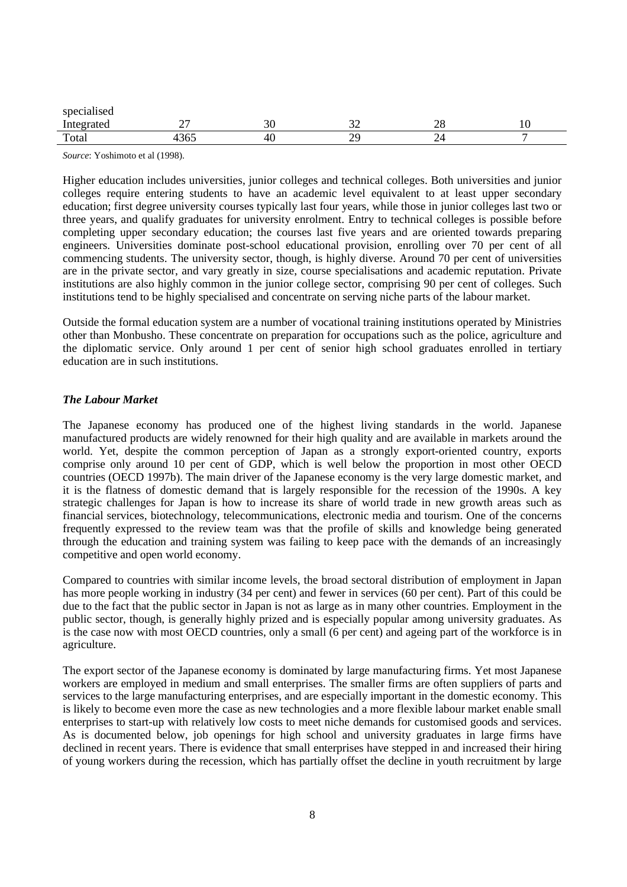| | | | | | |
|---|---|---|---|---|---|
| specialised | | | | | |
| Integrated | 27 | 30 | 32 | 28 | 10 |
| Total | 4365 | 40 | 29 | 24 | 7 |

*Source*: Yoshimoto et al (1998).

Higher education includes universities, junior colleges and technical colleges. Both universities and junior colleges require entering students to have an academic level equivalent to at least upper secondary education; first degree university courses typically last four years, while those in junior colleges last two or three years, and qualify graduates for university enrolment. Entry to technical colleges is possible before completing upper secondary education; the courses last five years and are oriented towards preparing engineers. Universities dominate post-school educational provision, enrolling over 70 per cent of all commencing students. The university sector, though, is highly diverse. Around 70 per cent of universities are in the private sector, and vary greatly in size, course specialisations and academic reputation. Private institutions are also highly common in the junior college sector, comprising 90 per cent of colleges. Such institutions tend to be highly specialised and concentrate on serving niche parts of the labour market.

Outside the formal education system are a number of vocational training institutions operated by Ministries other than Monbusho. These concentrate on preparation for occupations such as the police, agriculture and the diplomatic service. Only around 1 per cent of senior high school graduates enrolled in tertiary education are in such institutions.

### *The Labour Market*

The Japanese economy has produced one of the highest living standards in the world. Japanese manufactured products are widely renowned for their high quality and are available in markets around the world. Yet, despite the common perception of Japan as a strongly export-oriented country, exports comprise only around 10 per cent of GDP, which is well below the proportion in most other OECD countries (OECD 1997b). The main driver of the Japanese economy is the very large domestic market, and it is the flatness of domestic demand that is largely responsible for the recession of the 1990s. A key strategic challenges for Japan is how to increase its share of world trade in new growth areas such as financial services, biotechnology, telecommunications, electronic media and tourism. One of the concerns frequently expressed to the review team was that the profile of skills and knowledge being generated through the education and training system was failing to keep pace with the demands of an increasingly competitive and open world economy.

Compared to countries with similar income levels, the broad sectoral distribution of employment in Japan has more people working in industry (34 per cent) and fewer in services (60 per cent). Part of this could be due to the fact that the public sector in Japan is not as large as in many other countries. Employment in the public sector, though, is generally highly prized and is especially popular among university graduates. As is the case now with most OECD countries, only a small (6 per cent) and ageing part of the workforce is in agriculture.

The export sector of the Japanese economy is dominated by large manufacturing firms. Yet most Japanese workers are employed in medium and small enterprises. The smaller firms are often suppliers of parts and services to the large manufacturing enterprises, and are especially important in the domestic economy. This is likely to become even more the case as new technologies and a more flexible labour market enable small enterprises to start-up with relatively low costs to meet niche demands for customised goods and services. As is documented below, job openings for high school and university graduates in large firms have declined in recent years. There is evidence that small enterprises have stepped in and increased their hiring of young workers during the recession, which has partially offset the decline in youth recruitment by large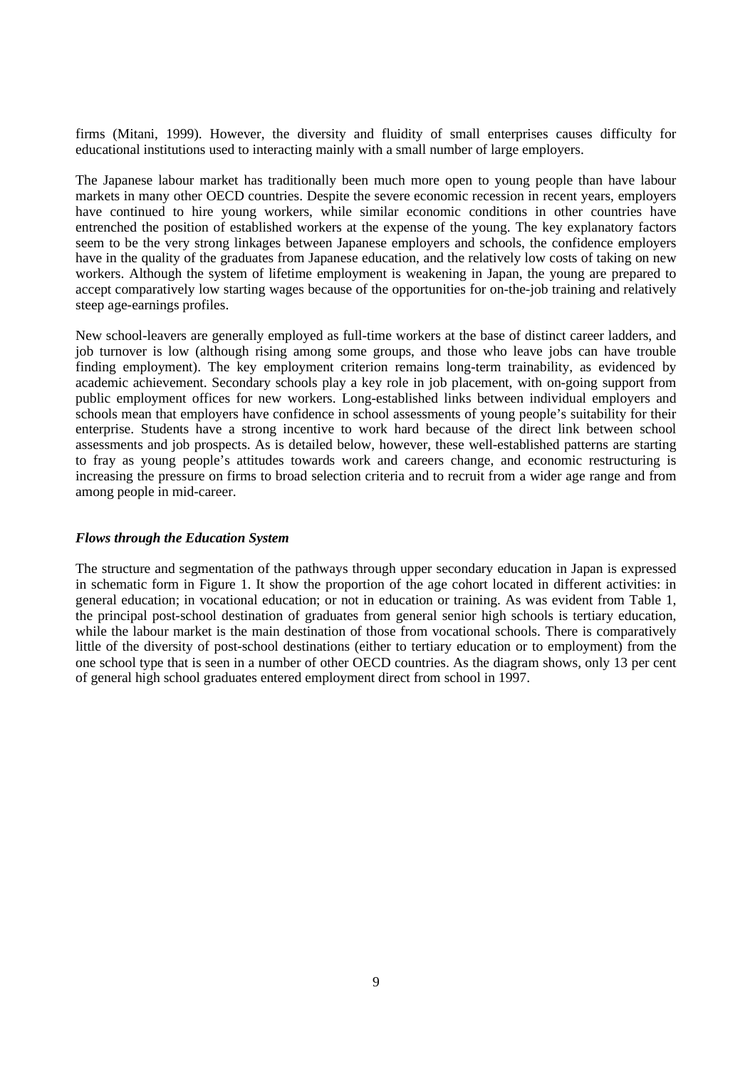firms (Mitani, 1999). However, the diversity and fluidity of small enterprises causes difficulty for educational institutions used to interacting mainly with a small number of large employers.

The Japanese labour market has traditionally been much more open to young people than have labour markets in many other OECD countries. Despite the severe economic recession in recent years, employers have continued to hire young workers, while similar economic conditions in other countries have entrenched the position of established workers at the expense of the young. The key explanatory factors seem to be the very strong linkages between Japanese employers and schools, the confidence employers have in the quality of the graduates from Japanese education, and the relatively low costs of taking on new workers. Although the system of lifetime employment is weakening in Japan, the young are prepared to accept comparatively low starting wages because of the opportunities for on-the-job training and relatively steep age-earnings profiles.

New school-leavers are generally employed as full-time workers at the base of distinct career ladders, and job turnover is low (although rising among some groups, and those who leave jobs can have trouble finding employment). The key employment criterion remains long-term trainability, as evidenced by academic achievement. Secondary schools play a key role in job placement, with on-going support from public employment offices for new workers. Long-established links between individual employers and schools mean that employers have confidence in school assessments of young people's suitability for their enterprise. Students have a strong incentive to work hard because of the direct link between school assessments and job prospects. As is detailed below, however, these well-established patterns are starting to fray as young people's attitudes towards work and careers change, and economic restructuring is increasing the pressure on firms to broad selection criteria and to recruit from a wider age range and from among people in mid-career.

### *Flows through the Education System*

The structure and segmentation of the pathways through upper secondary education in Japan is expressed in schematic form in Figure 1. It show the proportion of the age cohort located in different activities: in general education; in vocational education; or not in education or training. As was evident from Table 1, the principal post-school destination of graduates from general senior high schools is tertiary education, while the labour market is the main destination of those from vocational schools. There is comparatively little of the diversity of post-school destinations (either to tertiary education or to employment) from the one school type that is seen in a number of other OECD countries. As the diagram shows, only 13 per cent of general high school graduates entered employment direct from school in 1997.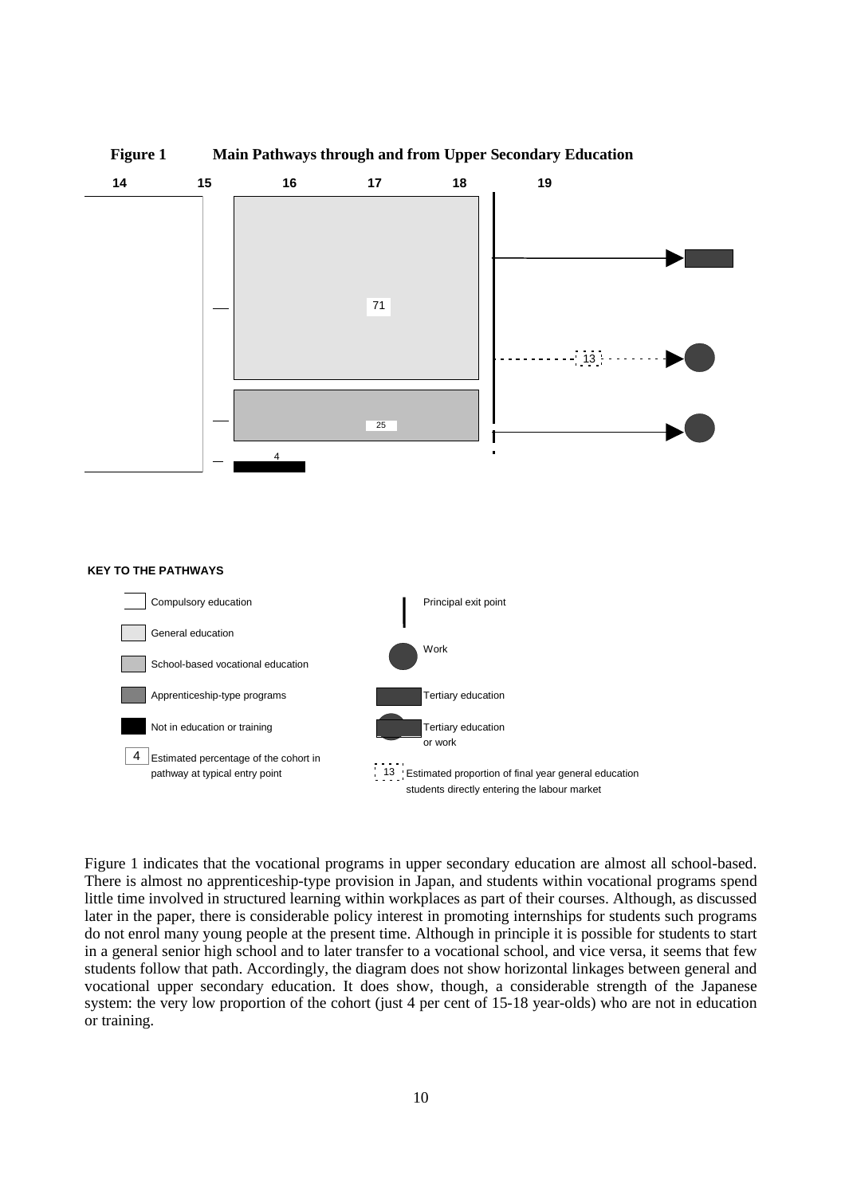**Figure 1 Main Pathways through and from Upper Secondary Education**

14 15 16 17 18 19

71

13

25

4

**KEY TO THE PATHWAYS**

- Compulsory education
- General education
- School-based vocational education
- Apprenticeship-type programs
- Not in education or training
- 4 Estimated percentage of the cohort in pathway at typical entry point
- Principal exit point
- Work
- Tertiary education
- Tertiary education or work
- 13 Estimated proportion of final year general education students directly entering the labour market

Figure 1 indicates that the vocational programs in upper secondary education are almost all school-based. There is almost no apprenticeship-type provision in Japan, and students within vocational programs spend little time involved in structured learning within workplaces as part of their courses. Although, as discussed later in the paper, there is considerable policy interest in promoting internships for students such programs do not enrol many young people at the present time. Although in principle it is possible for students to start in a general senior high school and to later transfer to a vocational school, and vice versa, it seems that few students follow that path. Accordingly, the diagram does not show horizontal linkages between general and vocational upper secondary education. It does show, though, a considerable strength of the Japanese system: the very low proportion of the cohort (just 4 per cent of 15-18 year-olds) who are not in education or training.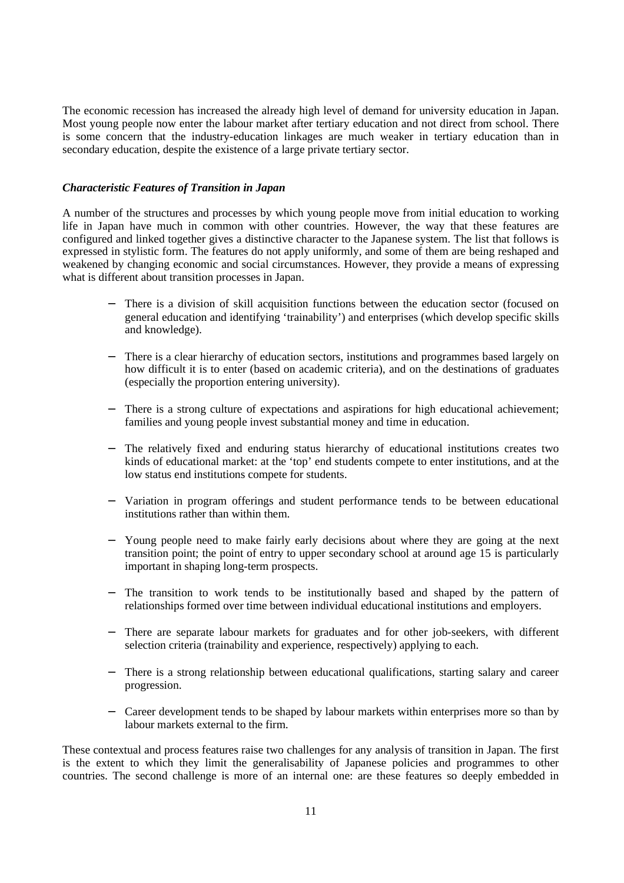The economic recession has increased the already high level of demand for university education in Japan. Most young people now enter the labour market after tertiary education and not direct from school. There is some concern that the industry-education linkages are much weaker in tertiary education than in secondary education, despite the existence of a large private tertiary sector.

### *Characteristic Features of Transition in Japan*

A number of the structures and processes by which young people move from initial education to working life in Japan have much in common with other countries. However, the way that these features are configured and linked together gives a distinctive character to the Japanese system. The list that follows is expressed in stylistic form. The features do not apply uniformly, and some of them are being reshaped and weakened by changing economic and social circumstances. However, they provide a means of expressing what is different about transition processes in Japan.

- There is a division of skill acquisition functions between the education sector (focused on general education and identifying 'trainability') and enterprises (which develop specific skills and knowledge).
- There is a clear hierarchy of education sectors, institutions and programmes based largely on how difficult it is to enter (based on academic criteria), and on the destinations of graduates (especially the proportion entering university).
- There is a strong culture of expectations and aspirations for high educational achievement; families and young people invest substantial money and time in education.
- The relatively fixed and enduring status hierarchy of educational institutions creates two kinds of educational market: at the 'top' end students compete to enter institutions, and at the low status end institutions compete for students.
- Variation in program offerings and student performance tends to be between educational institutions rather than within them.
- Young people need to make fairly early decisions about where they are going at the next transition point; the point of entry to upper secondary school at around age 15 is particularly important in shaping long-term prospects.
- The transition to work tends to be institutionally based and shaped by the pattern of relationships formed over time between individual educational institutions and employers.
- There are separate labour markets for graduates and for other job-seekers, with different selection criteria (trainability and experience, respectively) applying to each.
- There is a strong relationship between educational qualifications, starting salary and career progression.
- Career development tends to be shaped by labour markets within enterprises more so than by labour markets external to the firm.

These contextual and process features raise two challenges for any analysis of transition in Japan. The first is the extent to which they limit the generalisability of Japanese policies and programmes to other countries. The second challenge is more of an internal one: are these features so deeply embedded in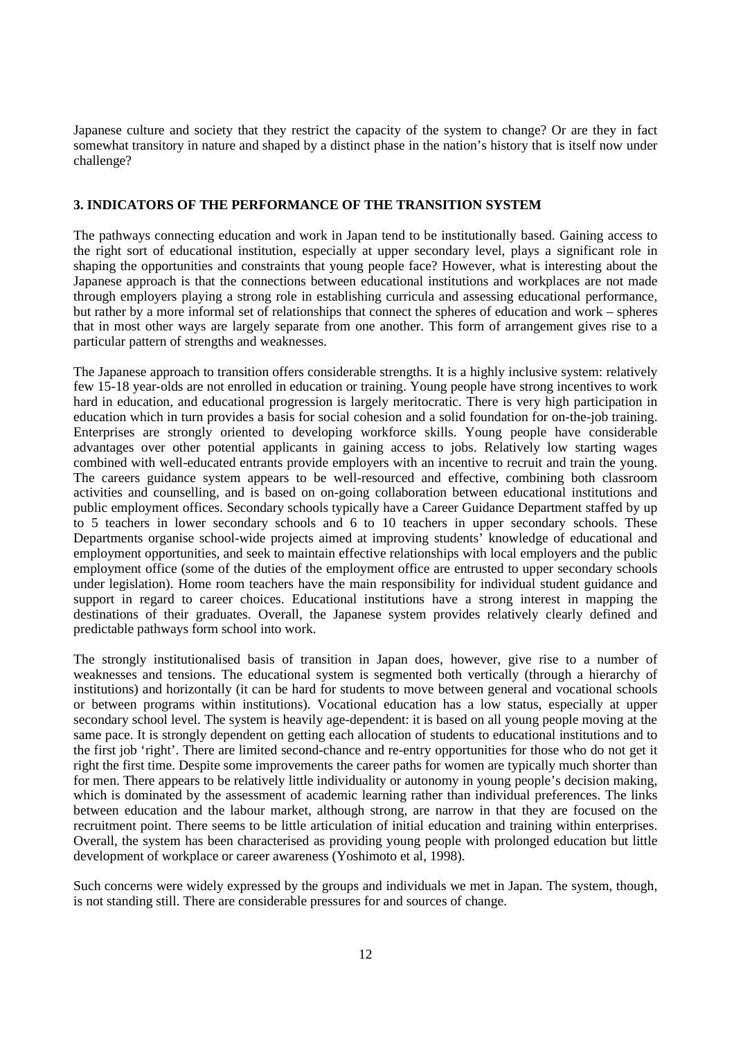Japanese culture and society that they restrict the capacity of the system to change? Or are they in fact somewhat transitory in nature and shaped by a distinct phase in the nation's history that is itself now under challenge?

## 3. INDICATORS OF THE PERFORMANCE OF THE TRANSITION SYSTEM

The pathways connecting education and work in Japan tend to be institutionally based. Gaining access to the right sort of educational institution, especially at upper secondary level, plays a significant role in shaping the opportunities and constraints that young people face? However, what is interesting about the Japanese approach is that the connections between educational institutions and workplaces are not made through employers playing a strong role in establishing curricula and assessing educational performance, but rather by a more informal set of relationships that connect the spheres of education and work – spheres that in most other ways are largely separate from one another. This form of arrangement gives rise to a particular pattern of strengths and weaknesses.

The Japanese approach to transition offers considerable strengths. It is a highly inclusive system: relatively few 15-18 year-olds are not enrolled in education or training. Young people have strong incentives to work hard in education, and educational progression is largely meritocratic. There is very high participation in education which in turn provides a basis for social cohesion and a solid foundation for on-the-job training. Enterprises are strongly oriented to developing workforce skills. Young people have considerable advantages over other potential applicants in gaining access to jobs. Relatively low starting wages combined with well-educated entrants provide employers with an incentive to recruit and train the young. The careers guidance system appears to be well-resourced and effective, combining both classroom activities and counselling, and is based on on-going collaboration between educational institutions and public employment offices. Secondary schools typically have a Career Guidance Department staffed by up to 5 teachers in lower secondary schools and 6 to 10 teachers in upper secondary schools. These Departments organise school-wide projects aimed at improving students' knowledge of educational and employment opportunities, and seek to maintain effective relationships with local employers and the public employment office (some of the duties of the employment office are entrusted to upper secondary schools under legislation). Home room teachers have the main responsibility for individual student guidance and support in regard to career choices. Educational institutions have a strong interest in mapping the destinations of their graduates. Overall, the Japanese system provides relatively clearly defined and predictable pathways form school into work.

The strongly institutionalised basis of transition in Japan does, however, give rise to a number of weaknesses and tensions. The educational system is segmented both vertically (through a hierarchy of institutions) and horizontally (it can be hard for students to move between general and vocational schools or between programs within institutions). Vocational education has a low status, especially at upper secondary school level. The system is heavily age-dependent: it is based on all young people moving at the same pace. It is strongly dependent on getting each allocation of students to educational institutions and to the first job 'right'. There are limited second-chance and re-entry opportunities for those who do not get it right the first time. Despite some improvements the career paths for women are typically much shorter than for men. There appears to be relatively little individuality or autonomy in young people's decision making, which is dominated by the assessment of academic learning rather than individual preferences. The links between education and the labour market, although strong, are narrow in that they are focused on the recruitment point. There seems to be little articulation of initial education and training within enterprises. Overall, the system has been characterised as providing young people with prolonged education but little development of workplace or career awareness (Yoshimoto et al, 1998).

Such concerns were widely expressed by the groups and individuals we met in Japan. The system, though, is not standing still. There are considerable pressures for and sources of change.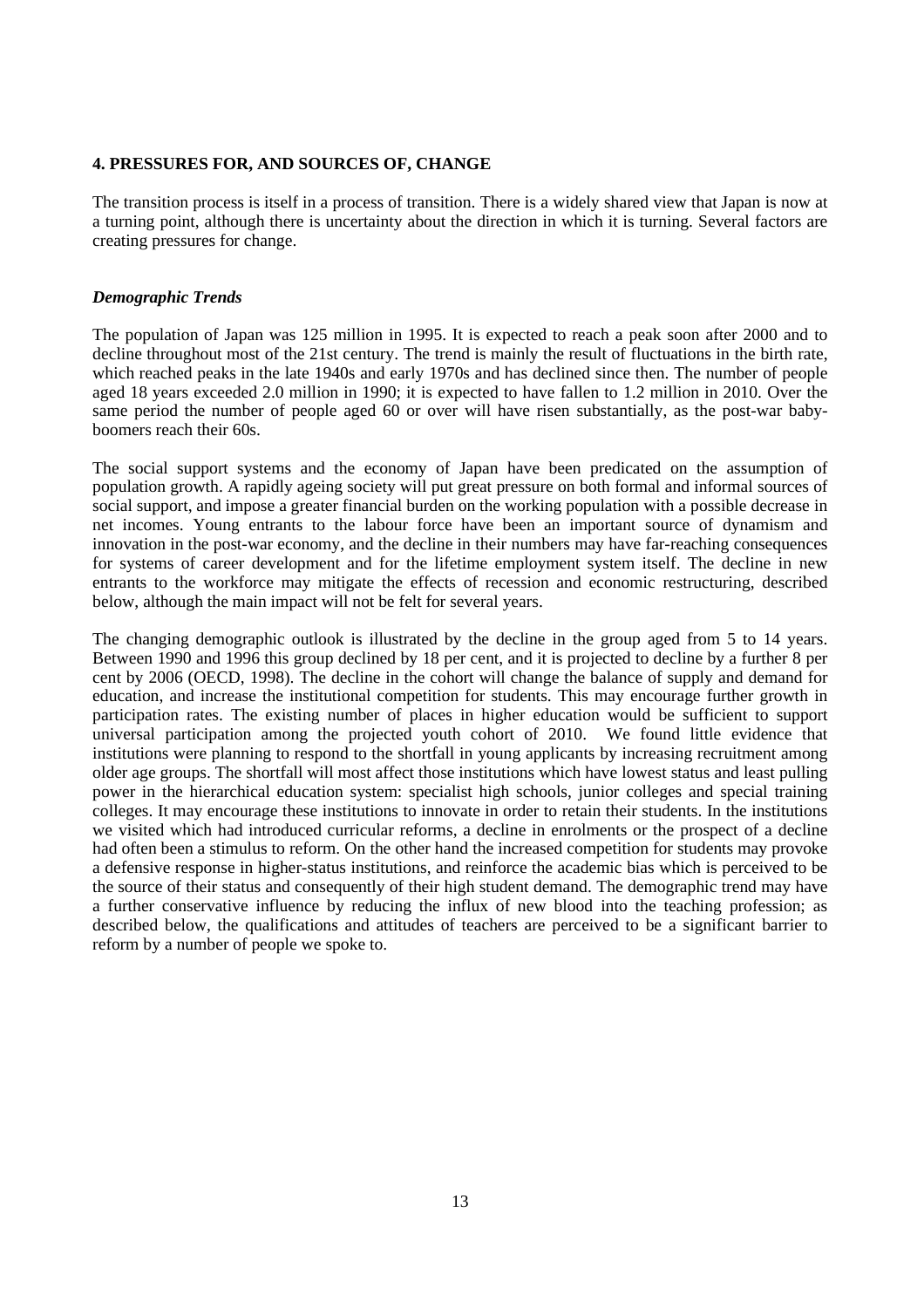## 4. PRESSURES FOR, AND SOURCES OF, CHANGE

The transition process is itself in a process of transition. There is a widely shared view that Japan is now at a turning point, although there is uncertainty about the direction in which it is turning. Several factors are creating pressures for change.

### *Demographic Trends*

The population of Japan was 125 million in 1995. It is expected to reach a peak soon after 2000 and to decline throughout most of the 21st century. The trend is mainly the result of fluctuations in the birth rate, which reached peaks in the late 1940s and early 1970s and has declined since then. The number of people aged 18 years exceeded 2.0 million in 1990; it is expected to have fallen to 1.2 million in 2010. Over the same period the number of people aged 60 or over will have risen substantially, as the post-war baby-boomers reach their 60s.

The social support systems and the economy of Japan have been predicated on the assumption of population growth. A rapidly ageing society will put great pressure on both formal and informal sources of social support, and impose a greater financial burden on the working population with a possible decrease in net incomes. Young entrants to the labour force have been an important source of dynamism and innovation in the post-war economy, and the decline in their numbers may have far-reaching consequences for systems of career development and for the lifetime employment system itself. The decline in new entrants to the workforce may mitigate the effects of recession and economic restructuring, described below, although the main impact will not be felt for several years.

The changing demographic outlook is illustrated by the decline in the group aged from 5 to 14 years. Between 1990 and 1996 this group declined by 18 per cent, and it is projected to decline by a further 8 per cent by 2006 (OECD, 1998). The decline in the cohort will change the balance of supply and demand for education, and increase the institutional competition for students. This may encourage further growth in participation rates. The existing number of places in higher education would be sufficient to support universal participation among the projected youth cohort of 2010. We found little evidence that institutions were planning to respond to the shortfall in young applicants by increasing recruitment among older age groups. The shortfall will most affect those institutions which have lowest status and least pulling power in the hierarchical education system: specialist high schools, junior colleges and special training colleges. It may encourage these institutions to innovate in order to retain their students. In the institutions we visited which had introduced curricular reforms, a decline in enrolments or the prospect of a decline had often been a stimulus to reform. On the other hand the increased competition for students may provoke a defensive response in higher-status institutions, and reinforce the academic bias which is perceived to be the source of their status and consequently of their high student demand. The demographic trend may have a further conservative influence by reducing the influx of new blood into the teaching profession; as described below, the qualifications and attitudes of teachers are perceived to be a significant barrier to reform by a number of people we spoke to.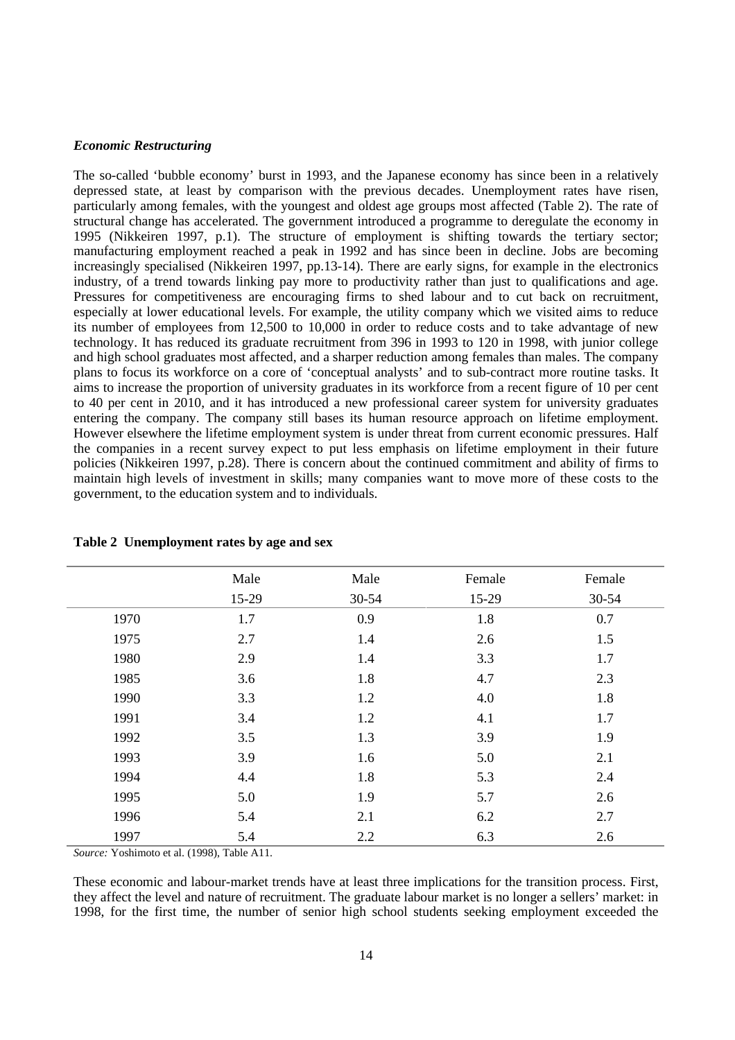### *Economic Restructuring*

The so-called 'bubble economy' burst in 1993, and the Japanese economy has since been in a relatively depressed state, at least by comparison with the previous decades. Unemployment rates have risen, particularly among females, with the youngest and oldest age groups most affected (Table 2). The rate of structural change has accelerated. The government introduced a programme to deregulate the economy in 1995 (Nikkeiren 1997, p.1). The structure of employment is shifting towards the tertiary sector; manufacturing employment reached a peak in 1992 and has since been in decline. Jobs are becoming increasingly specialised (Nikkeiren 1997, pp.13-14). There are early signs, for example in the electronics industry, of a trend towards linking pay more to productivity rather than just to qualifications and age. Pressures for competitiveness are encouraging firms to shed labour and to cut back on recruitment, especially at lower educational levels. For example, the utility company which we visited aims to reduce its number of employees from 12,500 to 10,000 in order to reduce costs and to take advantage of new technology. It has reduced its graduate recruitment from 396 in 1993 to 120 in 1998, with junior college and high school graduates most affected, and a sharper reduction among females than males. The company plans to focus its workforce on a core of 'conceptual analysts' and to sub-contract more routine tasks. It aims to increase the proportion of university graduates in its workforce from a recent figure of 10 per cent to 40 per cent in 2010, and it has introduced a new professional career system for university graduates entering the company. The company still bases its human resource approach on lifetime employment. However elsewhere the lifetime employment system is under threat from current economic pressures. Half the companies in a recent survey expect to put less emphasis on lifetime employment in their future policies (Nikkeiren 1997, p.28). There is concern about the continued commitment and ability of firms to maintain high levels of investment in skills; many companies want to move more of these costs to the government, to the education system and to individuals.

**Table 2 Unemployment rates by age and sex**

| | Male 15-29 | Male 30-54 | Female 15-29 | Female 30-54 |
|---|---|---|---|---|
| 1970 | 1.7 | 0.9 | 1.8 | 0.7 |
| 1975 | 2.7 | 1.4 | 2.6 | 1.5 |
| 1980 | 2.9 | 1.4 | 3.3 | 1.7 |
| 1985 | 3.6 | 1.8 | 4.7 | 2.3 |
| 1990 | 3.3 | 1.2 | 4.0 | 1.8 |
| 1991 | 3.4 | 1.2 | 4.1 | 1.7 |
| 1992 | 3.5 | 1.3 | 3.9 | 1.9 |
| 1993 | 3.9 | 1.6 | 5.0 | 2.1 |
| 1994 | 4.4 | 1.8 | 5.3 | 2.4 |
| 1995 | 5.0 | 1.9 | 5.7 | 2.6 |
| 1996 | 5.4 | 2.1 | 6.2 | 2.7 |
| 1997 | 5.4 | 2.2 | 6.3 | 2.6 |

*Source:* Yoshimoto et al. (1998), Table A11.

These economic and labour-market trends have at least three implications for the transition process. First, they affect the level and nature of recruitment. The graduate labour market is no longer a sellers' market: in 1998, for the first time, the number of senior high school students seeking employment exceeded the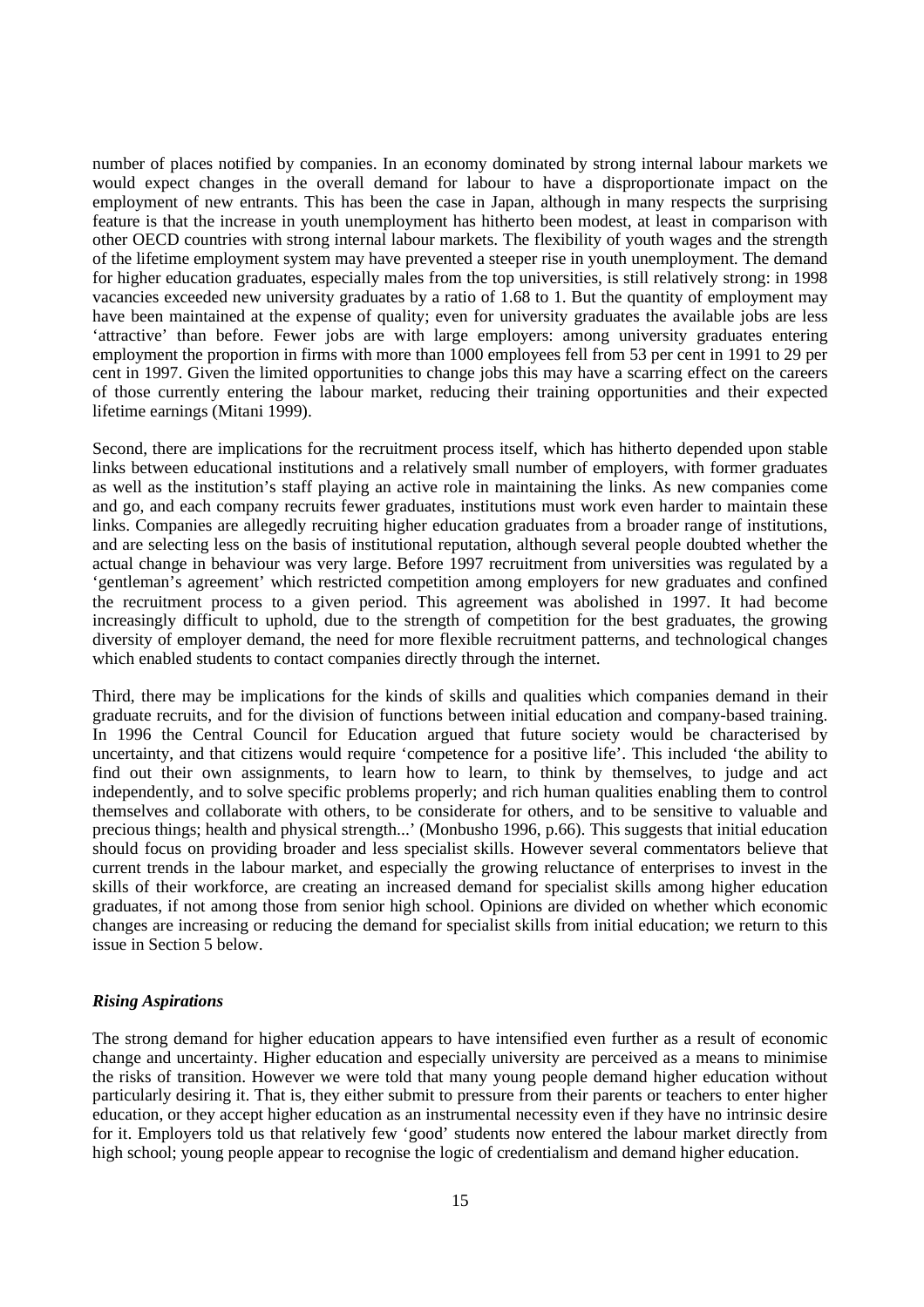number of places notified by companies. In an economy dominated by strong internal labour markets we would expect changes in the overall demand for labour to have a disproportionate impact on the employment of new entrants. This has been the case in Japan, although in many respects the surprising feature is that the increase in youth unemployment has hitherto been modest, at least in comparison with other OECD countries with strong internal labour markets. The flexibility of youth wages and the strength of the lifetime employment system may have prevented a steeper rise in youth unemployment. The demand for higher education graduates, especially males from the top universities, is still relatively strong: in 1998 vacancies exceeded new university graduates by a ratio of 1.68 to 1. But the quantity of employment may have been maintained at the expense of quality; even for university graduates the available jobs are less 'attractive' than before. Fewer jobs are with large employers: among university graduates entering employment the proportion in firms with more than 1000 employees fell from 53 per cent in 1991 to 29 per cent in 1997. Given the limited opportunities to change jobs this may have a scarring effect on the careers of those currently entering the labour market, reducing their training opportunities and their expected lifetime earnings (Mitani 1999).

Second, there are implications for the recruitment process itself, which has hitherto depended upon stable links between educational institutions and a relatively small number of employers, with former graduates as well as the institution's staff playing an active role in maintaining the links. As new companies come and go, and each company recruits fewer graduates, institutions must work even harder to maintain these links. Companies are allegedly recruiting higher education graduates from a broader range of institutions, and are selecting less on the basis of institutional reputation, although several people doubted whether the actual change in behaviour was very large. Before 1997 recruitment from universities was regulated by a 'gentleman's agreement' which restricted competition among employers for new graduates and confined the recruitment process to a given period. This agreement was abolished in 1997. It had become increasingly difficult to uphold, due to the strength of competition for the best graduates, the growing diversity of employer demand, the need for more flexible recruitment patterns, and technological changes which enabled students to contact companies directly through the internet.

Third, there may be implications for the kinds of skills and qualities which companies demand in their graduate recruits, and for the division of functions between initial education and company-based training. In 1996 the Central Council for Education argued that future society would be characterised by uncertainty, and that citizens would require 'competence for a positive life'. This included 'the ability to find out their own assignments, to learn how to learn, to think by themselves, to judge and act independently, and to solve specific problems properly; and rich human qualities enabling them to control themselves and collaborate with others, to be considerate for others, and to be sensitive to valuable and precious things; health and physical strength...' (Monbusho 1996, p.66). This suggests that initial education should focus on providing broader and less specialist skills. However several commentators believe that current trends in the labour market, and especially the growing reluctance of enterprises to invest in the skills of their workforce, are creating an increased demand for specialist skills among higher education graduates, if not among those from senior high school. Opinions are divided on whether which economic changes are increasing or reducing the demand for specialist skills from initial education; we return to this issue in Section 5 below.

#### *Rising Aspirations*

The strong demand for higher education appears to have intensified even further as a result of economic change and uncertainty. Higher education and especially university are perceived as a means to minimise the risks of transition. However we were told that many young people demand higher education without particularly desiring it. That is, they either submit to pressure from their parents or teachers to enter higher education, or they accept higher education as an instrumental necessity even if they have no intrinsic desire for it. Employers told us that relatively few 'good' students now entered the labour market directly from high school; young people appear to recognise the logic of credentialism and demand higher education.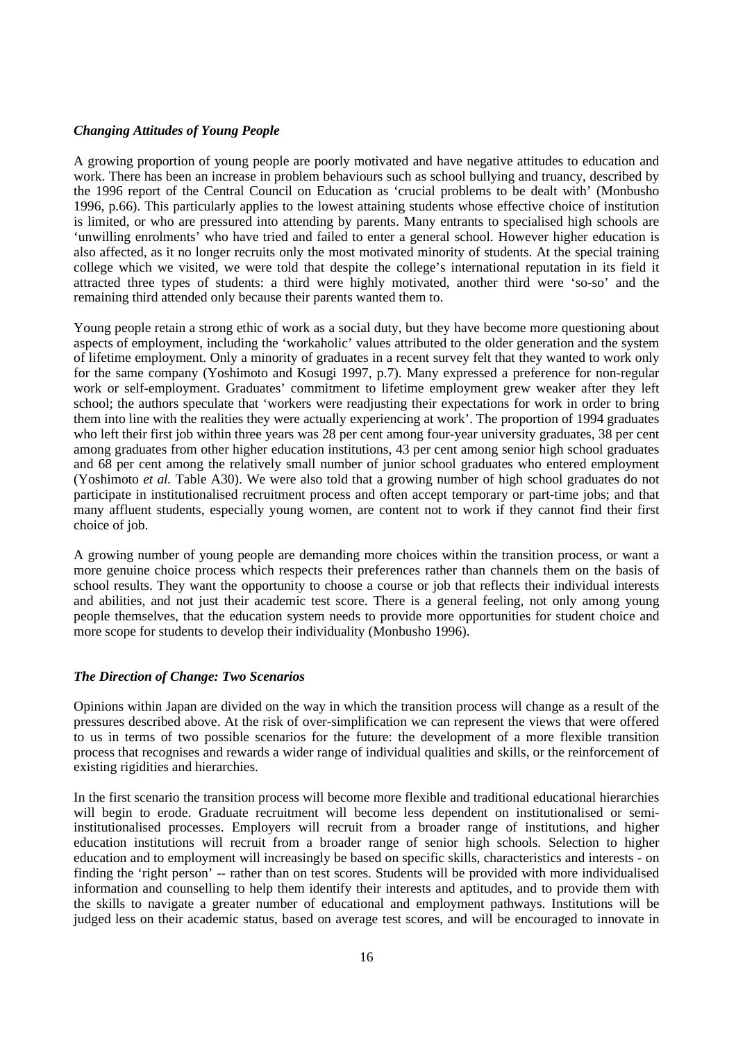### *Changing Attitudes of Young People*

A growing proportion of young people are poorly motivated and have negative attitudes to education and work. There has been an increase in problem behaviours such as school bullying and truancy, described by the 1996 report of the Central Council on Education as 'crucial problems to be dealt with' (Monbusho 1996, p.66). This particularly applies to the lowest attaining students whose effective choice of institution is limited, or who are pressured into attending by parents. Many entrants to specialised high schools are 'unwilling enrolments' who have tried and failed to enter a general school. However higher education is also affected, as it no longer recruits only the most motivated minority of students. At the special training college which we visited, we were told that despite the college's international reputation in its field it attracted three types of students: a third were highly motivated, another third were 'so-so' and the remaining third attended only because their parents wanted them to.

Young people retain a strong ethic of work as a social duty, but they have become more questioning about aspects of employment, including the 'workaholic' values attributed to the older generation and the system of lifetime employment. Only a minority of graduates in a recent survey felt that they wanted to work only for the same company (Yoshimoto and Kosugi 1997, p.7). Many expressed a preference for non-regular work or self-employment. Graduates' commitment to lifetime employment grew weaker after they left school; the authors speculate that 'workers were readjusting their expectations for work in order to bring them into line with the realities they were actually experiencing at work'. The proportion of 1994 graduates who left their first job within three years was 28 per cent among four-year university graduates, 38 per cent among graduates from other higher education institutions, 43 per cent among senior high school graduates and 68 per cent among the relatively small number of junior school graduates who entered employment (Yoshimoto *et al.* Table A30). We were also told that a growing number of high school graduates do not participate in institutionalised recruitment process and often accept temporary or part-time jobs; and that many affluent students, especially young women, are content not to work if they cannot find their first choice of job.

A growing number of young people are demanding more choices within the transition process, or want a more genuine choice process which respects their preferences rather than channels them on the basis of school results. They want the opportunity to choose a course or job that reflects their individual interests and abilities, and not just their academic test score. There is a general feeling, not only among young people themselves, that the education system needs to provide more opportunities for student choice and more scope for students to develop their individuality (Monbusho 1996).

### *The Direction of Change: Two Scenarios*

Opinions within Japan are divided on the way in which the transition process will change as a result of the pressures described above. At the risk of over-simplification we can represent the views that were offered to us in terms of two possible scenarios for the future: the development of a more flexible transition process that recognises and rewards a wider range of individual qualities and skills, or the reinforcement of existing rigidities and hierarchies.

In the first scenario the transition process will become more flexible and traditional educational hierarchies will begin to erode. Graduate recruitment will become less dependent on institutionalised or semi-institutionalised processes. Employers will recruit from a broader range of institutions, and higher education institutions will recruit from a broader range of senior high schools. Selection to higher education and to employment will increasingly be based on specific skills, characteristics and interests - on finding the 'right person' -- rather than on test scores. Students will be provided with more individualised information and counselling to help them identify their interests and aptitudes, and to provide them with the skills to navigate a greater number of educational and employment pathways. Institutions will be judged less on their academic status, based on average test scores, and will be encouraged to innovate in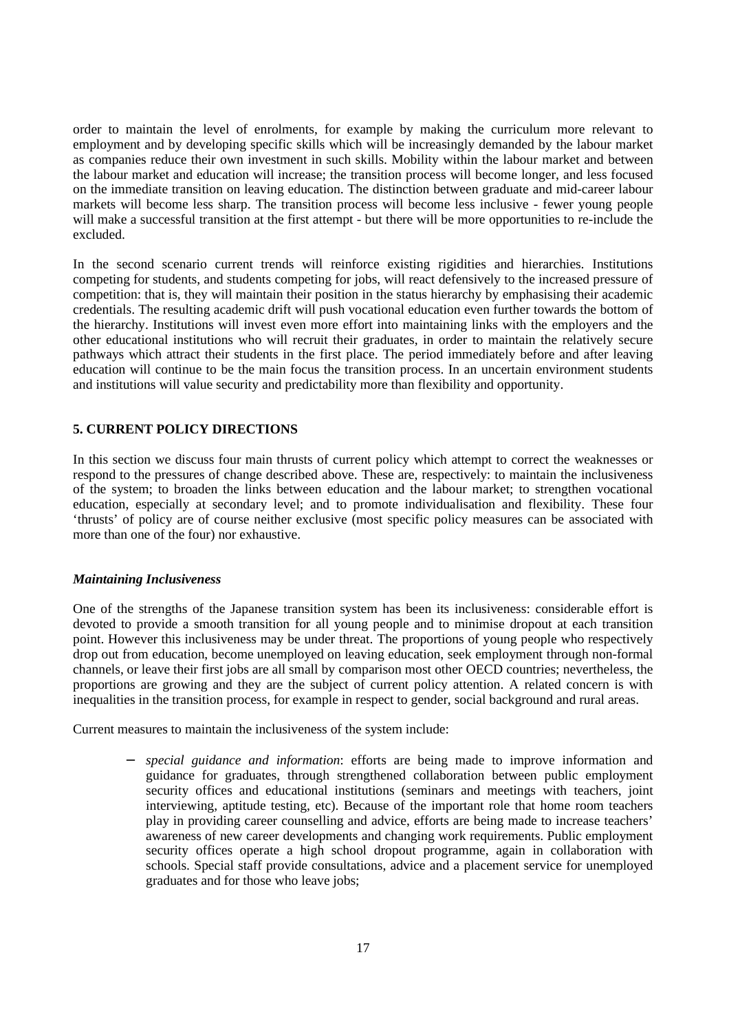order to maintain the level of enrolments, for example by making the curriculum more relevant to employment and by developing specific skills which will be increasingly demanded by the labour market as companies reduce their own investment in such skills. Mobility within the labour market and between the labour market and education will increase; the transition process will become longer, and less focused on the immediate transition on leaving education. The distinction between graduate and mid-career labour markets will become less sharp. The transition process will become less inclusive - fewer young people will make a successful transition at the first attempt - but there will be more opportunities to re-include the excluded.

In the second scenario current trends will reinforce existing rigidities and hierarchies. Institutions competing for students, and students competing for jobs, will react defensively to the increased pressure of competition: that is, they will maintain their position in the status hierarchy by emphasising their academic credentials. The resulting academic drift will push vocational education even further towards the bottom of the hierarchy. Institutions will invest even more effort into maintaining links with the employers and the other educational institutions who will recruit their graduates, in order to maintain the relatively secure pathways which attract their students in the first place. The period immediately before and after leaving education will continue to be the main focus the transition process. In an uncertain environment students and institutions will value security and predictability more than flexibility and opportunity.

## 5. CURRENT POLICY DIRECTIONS

In this section we discuss four main thrusts of current policy which attempt to correct the weaknesses or respond to the pressures of change described above. These are, respectively: to maintain the inclusiveness of the system; to broaden the links between education and the labour market; to strengthen vocational education, especially at secondary level; and to promote individualisation and flexibility. These four 'thrusts' of policy are of course neither exclusive (most specific policy measures can be associated with more than one of the four) nor exhaustive.

### *Maintaining Inclusiveness*

One of the strengths of the Japanese transition system has been its inclusiveness: considerable effort is devoted to provide a smooth transition for all young people and to minimise dropout at each transition point. However this inclusiveness may be under threat. The proportions of young people who respectively drop out from education, become unemployed on leaving education, seek employment through non-formal channels, or leave their first jobs are all small by comparison most other OECD countries; nevertheless, the proportions are growing and they are the subject of current policy attention. A related concern is with inequalities in the transition process, for example in respect to gender, social background and rural areas.

Current measures to maintain the inclusiveness of the system include:

- *special guidance and information*: efforts are being made to improve information and guidance for graduates, through strengthened collaboration between public employment security offices and educational institutions (seminars and meetings with teachers, joint interviewing, aptitude testing, etc). Because of the important role that home room teachers play in providing career counselling and advice, efforts are being made to increase teachers' awareness of new career developments and changing work requirements. Public employment security offices operate a high school dropout programme, again in collaboration with schools. Special staff provide consultations, advice and a placement service for unemployed graduates and for those who leave jobs;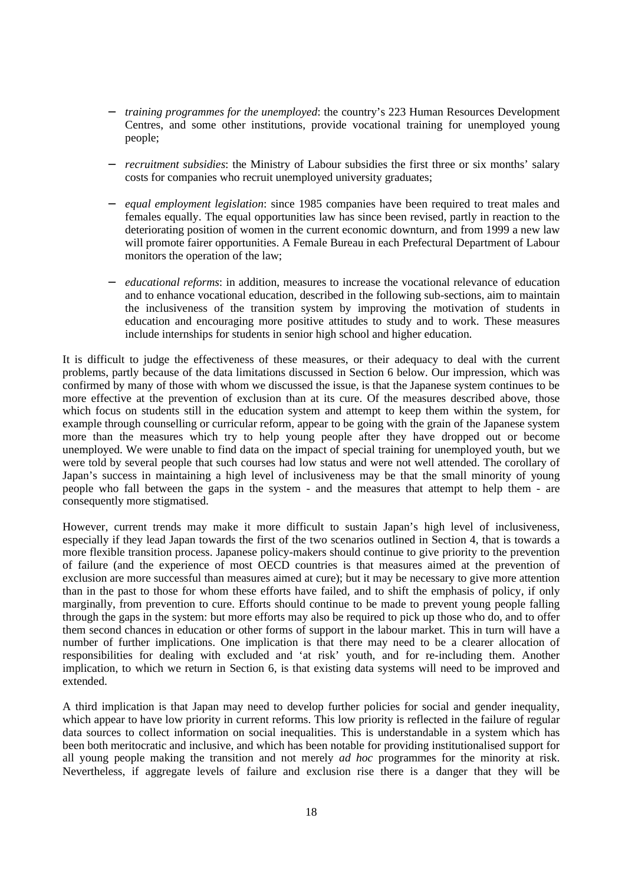- *training programmes for the unemployed*: the country's 223 Human Resources Development Centres, and some other institutions, provide vocational training for unemployed young people;

- *recruitment subsidies*: the Ministry of Labour subsidies the first three or six months' salary costs for companies who recruit unemployed university graduates;

- *equal employment legislation*: since 1985 companies have been required to treat males and females equally. The equal opportunities law has since been revised, partly in reaction to the deteriorating position of women in the current economic downturn, and from 1999 a new law will promote fairer opportunities. A Female Bureau in each Prefectural Department of Labour monitors the operation of the law;

- *educational reforms*: in addition, measures to increase the vocational relevance of education and to enhance vocational education, described in the following sub-sections, aim to maintain the inclusiveness of the transition system by improving the motivation of students in education and encouraging more positive attitudes to study and to work. These measures include internships for students in senior high school and higher education.

It is difficult to judge the effectiveness of these measures, or their adequacy to deal with the current problems, partly because of the data limitations discussed in Section 6 below. Our impression, which was confirmed by many of those with whom we discussed the issue, is that the Japanese system continues to be more effective at the prevention of exclusion than at its cure. Of the measures described above, those which focus on students still in the education system and attempt to keep them within the system, for example through counselling or curricular reform, appear to be going with the grain of the Japanese system more than the measures which try to help young people after they have dropped out or become unemployed. We were unable to find data on the impact of special training for unemployed youth, but we were told by several people that such courses had low status and were not well attended. The corollary of Japan's success in maintaining a high level of inclusiveness may be that the small minority of young people who fall between the gaps in the system - and the measures that attempt to help them - are consequently more stigmatised.

However, current trends may make it more difficult to sustain Japan's high level of inclusiveness, especially if they lead Japan towards the first of the two scenarios outlined in Section 4, that is towards a more flexible transition process. Japanese policy-makers should continue to give priority to the prevention of failure (and the experience of most OECD countries is that measures aimed at the prevention of exclusion are more successful than measures aimed at cure); but it may be necessary to give more attention than in the past to those for whom these efforts have failed, and to shift the emphasis of policy, if only marginally, from prevention to cure. Efforts should continue to be made to prevent young people falling through the gaps in the system: but more efforts may also be required to pick up those who do, and to offer them second chances in education or other forms of support in the labour market. This in turn will have a number of further implications. One implication is that there may need to be a clearer allocation of responsibilities for dealing with excluded and 'at risk' youth, and for re-including them. Another implication, to which we return in Section 6, is that existing data systems will need to be improved and extended.

A third implication is that Japan may need to develop further policies for social and gender inequality, which appear to have low priority in current reforms. This low priority is reflected in the failure of regular data sources to collect information on social inequalities. This is understandable in a system which has been both meritocratic and inclusive, and which has been notable for providing institutionalised support for all young people making the transition and not merely *ad hoc* programmes for the minority at risk. Nevertheless, if aggregate levels of failure and exclusion rise there is a danger that they will be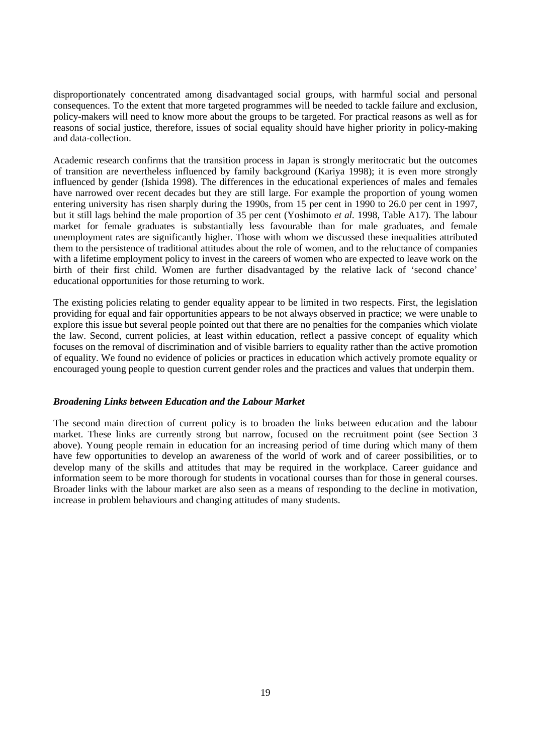disproportionately concentrated among disadvantaged social groups, with harmful social and personal consequences. To the extent that more targeted programmes will be needed to tackle failure and exclusion, policy-makers will need to know more about the groups to be targeted. For practical reasons as well as for reasons of social justice, therefore, issues of social equality should have higher priority in policy-making and data-collection.

Academic research confirms that the transition process in Japan is strongly meritocratic but the outcomes of transition are nevertheless influenced by family background (Kariya 1998); it is even more strongly influenced by gender (Ishida 1998). The differences in the educational experiences of males and females have narrowed over recent decades but they are still large. For example the proportion of young women entering university has risen sharply during the 1990s, from 15 per cent in 1990 to 26.0 per cent in 1997, but it still lags behind the male proportion of 35 per cent (Yoshimoto *et al.* 1998, Table A17). The labour market for female graduates is substantially less favourable than for male graduates, and female unemployment rates are significantly higher. Those with whom we discussed these inequalities attributed them to the persistence of traditional attitudes about the role of women, and to the reluctance of companies with a lifetime employment policy to invest in the careers of women who are expected to leave work on the birth of their first child. Women are further disadvantaged by the relative lack of 'second chance' educational opportunities for those returning to work.

The existing policies relating to gender equality appear to be limited in two respects. First, the legislation providing for equal and fair opportunities appears to be not always observed in practice; we were unable to explore this issue but several people pointed out that there are no penalties for the companies which violate the law. Second, current policies, at least within education, reflect a passive concept of equality which focuses on the removal of discrimination and of visible barriers to equality rather than the active promotion of equality. We found no evidence of policies or practices in education which actively promote equality or encouraged young people to question current gender roles and the practices and values that underpin them.

### *Broadening Links between Education and the Labour Market*

The second main direction of current policy is to broaden the links between education and the labour market. These links are currently strong but narrow, focused on the recruitment point (see Section 3 above). Young people remain in education for an increasing period of time during which many of them have few opportunities to develop an awareness of the world of work and of career possibilities, or to develop many of the skills and attitudes that may be required in the workplace. Career guidance and information seem to be more thorough for students in vocational courses than for those in general courses. Broader links with the labour market are also seen as a means of responding to the decline in motivation, increase in problem behaviours and changing attitudes of many students.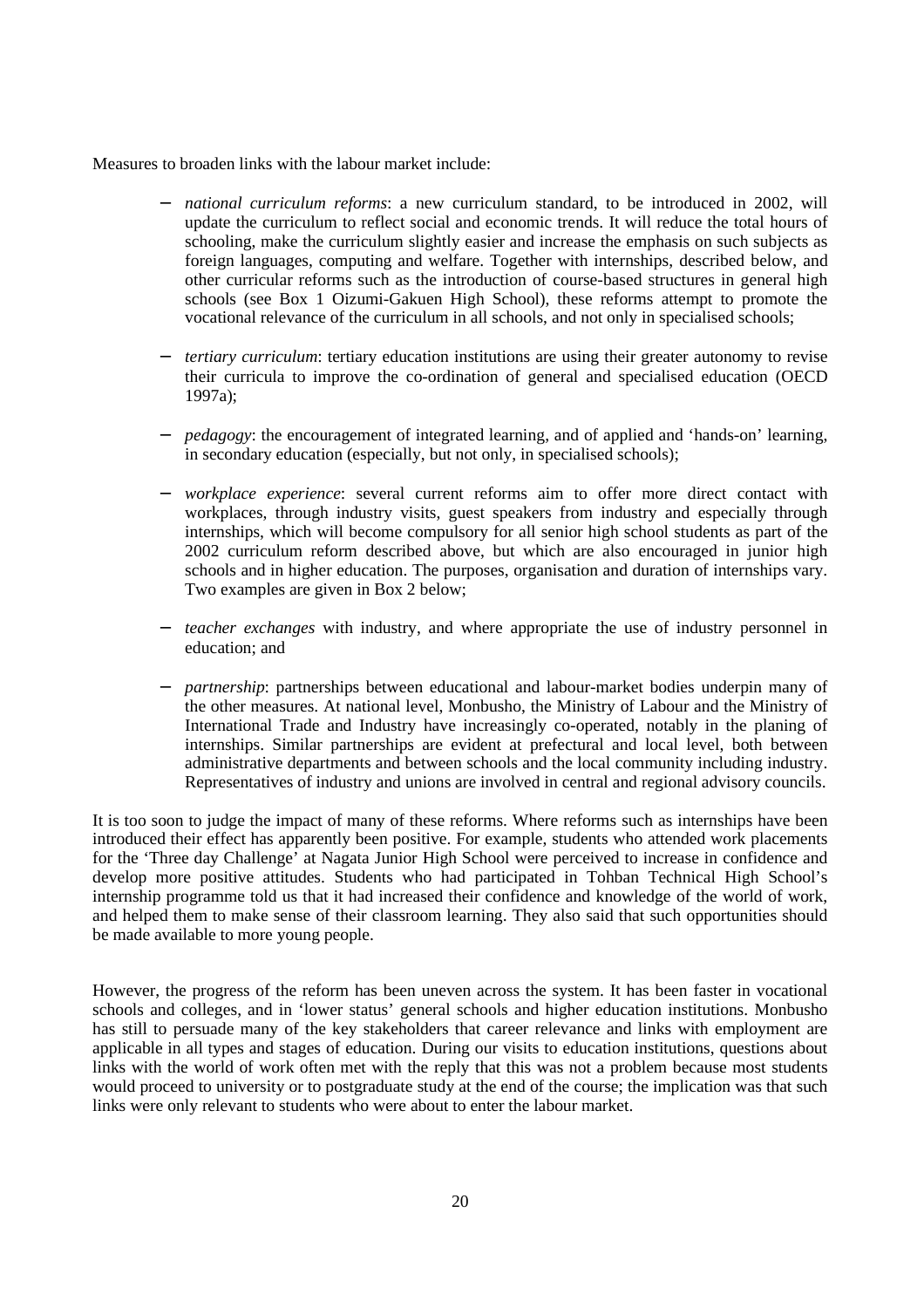Measures to broaden links with the labour market include:

- *national curriculum reforms*: a new curriculum standard, to be introduced in 2002, will update the curriculum to reflect social and economic trends. It will reduce the total hours of schooling, make the curriculum slightly easier and increase the emphasis on such subjects as foreign languages, computing and welfare. Together with internships, described below, and other curricular reforms such as the introduction of course-based structures in general high schools (see Box 1 Oizumi-Gakuen High School), these reforms attempt to promote the vocational relevance of the curriculum in all schools, and not only in specialised schools;

- *tertiary curriculum*: tertiary education institutions are using their greater autonomy to revise their curricula to improve the co-ordination of general and specialised education (OECD 1997a);

- *pedagogy*: the encouragement of integrated learning, and of applied and 'hands-on' learning, in secondary education (especially, but not only, in specialised schools);

- *workplace experience*: several current reforms aim to offer more direct contact with workplaces, through industry visits, guest speakers from industry and especially through internships, which will become compulsory for all senior high school students as part of the 2002 curriculum reform described above, but which are also encouraged in junior high schools and in higher education. The purposes, organisation and duration of internships vary. Two examples are given in Box 2 below;

- *teacher exchanges* with industry, and where appropriate the use of industry personnel in education; and

- *partnership*: partnerships between educational and labour-market bodies underpin many of the other measures. At national level, Monbusho, the Ministry of Labour and the Ministry of International Trade and Industry have increasingly co-operated, notably in the planing of internships. Similar partnerships are evident at prefectural and local level, both between administrative departments and between schools and the local community including industry. Representatives of industry and unions are involved in central and regional advisory councils.

It is too soon to judge the impact of many of these reforms. Where reforms such as internships have been introduced their effect has apparently been positive. For example, students who attended work placements for the 'Three day Challenge' at Nagata Junior High School were perceived to increase in confidence and develop more positive attitudes. Students who had participated in Tohban Technical High School's internship programme told us that it had increased their confidence and knowledge of the world of work, and helped them to make sense of their classroom learning. They also said that such opportunities should be made available to more young people.

However, the progress of the reform has been uneven across the system. It has been faster in vocational schools and colleges, and in 'lower status' general schools and higher education institutions. Monbusho has still to persuade many of the key stakeholders that career relevance and links with employment are applicable in all types and stages of education. During our visits to education institutions, questions about links with the world of work often met with the reply that this was not a problem because most students would proceed to university or to postgraduate study at the end of the course; the implication was that such links were only relevant to students who were about to enter the labour market.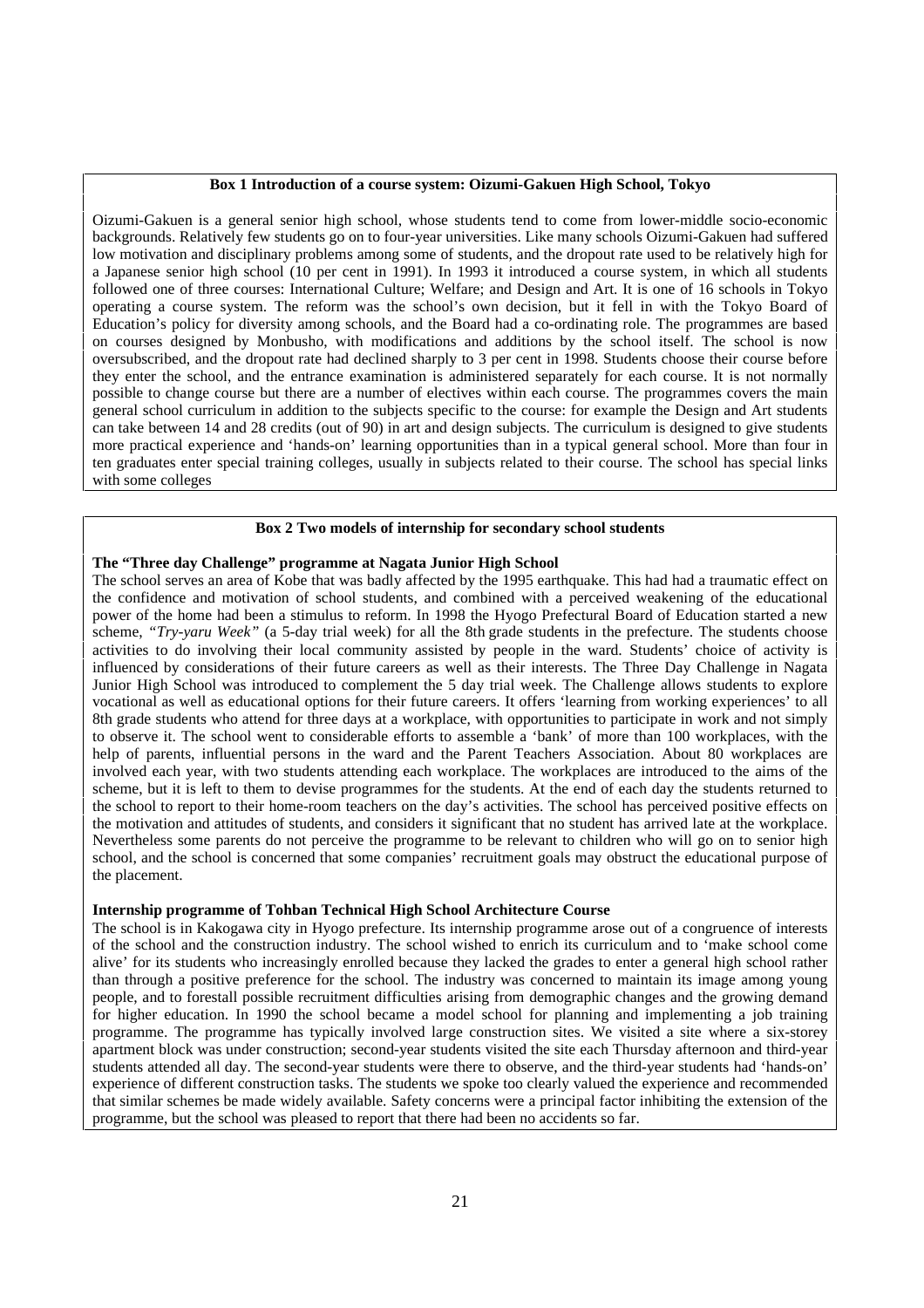**Box 1 Introduction of a course system: Oizumi-Gakuen High School, Tokyo**

Oizumi-Gakuen is a general senior high school, whose students tend to come from lower-middle socio-economic backgrounds. Relatively few students go on to four-year universities. Like many schools Oizumi-Gakuen had suffered low motivation and disciplinary problems among some of students, and the dropout rate used to be relatively high for a Japanese senior high school (10 per cent in 1991). In 1993 it introduced a course system, in which all students followed one of three courses: International Culture; Welfare; and Design and Art. It is one of 16 schools in Tokyo operating a course system. The reform was the school's own decision, but it fell in with the Tokyo Board of Education's policy for diversity among schools, and the Board had a co-ordinating role. The programmes are based on courses designed by Monbusho, with modifications and additions by the school itself. The school is now oversubscribed, and the dropout rate had declined sharply to 3 per cent in 1998. Students choose their course before they enter the school, and the entrance examination is administered separately for each course. It is not normally possible to change course but there are a number of electives within each course. The programmes covers the main general school curriculum in addition to the subjects specific to the course: for example the Design and Art students can take between 14 and 28 credits (out of 90) in art and design subjects. The curriculum is designed to give students more practical experience and 'hands-on' learning opportunities than in a typical general school. More than four in ten graduates enter special training colleges, usually in subjects related to their course. The school has special links with some colleges

**Box 2 Two models of internship for secondary school students**

**The "Three day Challenge" programme at Nagata Junior High School**

The school serves an area of Kobe that was badly affected by the 1995 earthquake. This had had a traumatic effect on the confidence and motivation of school students, and combined with a perceived weakening of the educational power of the home had been a stimulus to reform. In 1998 the Hyogo Prefectural Board of Education started a new scheme, *"Try-yaru Week"* (a 5-day trial week) for all the 8th grade students in the prefecture. The students choose activities to do involving their local community assisted by people in the ward. Students' choice of activity is influenced by considerations of their future careers as well as their interests. The Three Day Challenge in Nagata Junior High School was introduced to complement the 5 day trial week. The Challenge allows students to explore vocational as well as educational options for their future careers. It offers 'learning from working experiences' to all 8th grade students who attend for three days at a workplace, with opportunities to participate in work and not simply to observe it. The school went to considerable efforts to assemble a 'bank' of more than 100 workplaces, with the help of parents, influential persons in the ward and the Parent Teachers Association. About 80 workplaces are involved each year, with two students attending each workplace. The workplaces are introduced to the aims of the scheme, but it is left to them to devise programmes for the students. At the end of each day the students returned to the school to report to their home-room teachers on the day's activities. The school has perceived positive effects on the motivation and attitudes of students, and considers it significant that no student has arrived late at the workplace. Nevertheless some parents do not perceive the programme to be relevant to children who will go on to senior high school, and the school is concerned that some companies' recruitment goals may obstruct the educational purpose of the placement.

**Internship programme of Tohban Technical High School Architecture Course**

The school is in Kakogawa city in Hyogo prefecture. Its internship programme arose out of a congruence of interests of the school and the construction industry. The school wished to enrich its curriculum and to 'make school come alive' for its students who increasingly enrolled because they lacked the grades to enter a general high school rather than through a positive preference for the school. The industry was concerned to maintain its image among young people, and to forestall possible recruitment difficulties arising from demographic changes and the growing demand for higher education. In 1990 the school became a model school for planning and implementing a job training programme. The programme has typically involved large construction sites. We visited a site where a six-storey apartment block was under construction; second-year students visited the site each Thursday afternoon and third-year students attended all day. The second-year students were there to observe, and the third-year students had 'hands-on' experience of different construction tasks. The students we spoke too clearly valued the experience and recommended that similar schemes be made widely available. Safety concerns were a principal factor inhibiting the extension of the programme, but the school was pleased to report that there had been no accidents so far.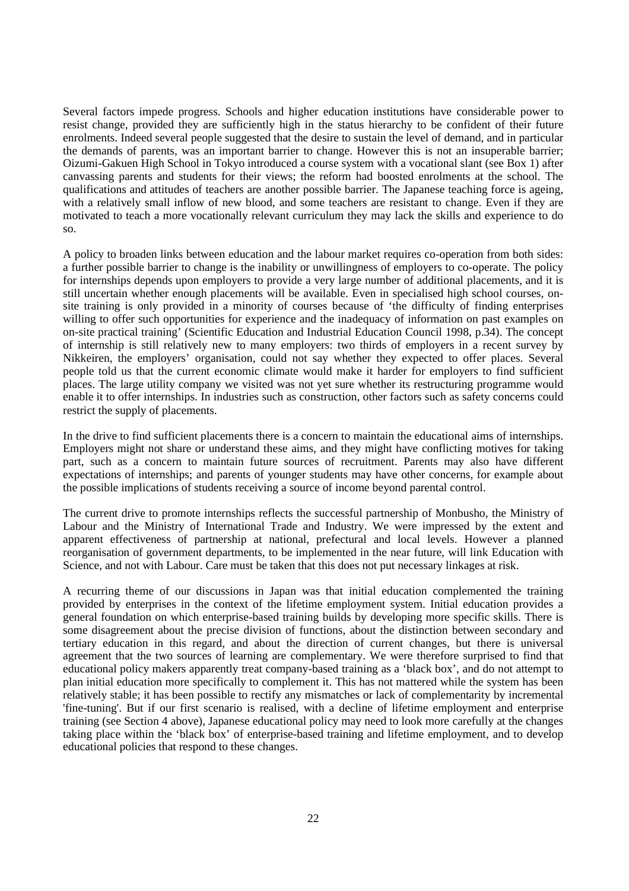Several factors impede progress. Schools and higher education institutions have considerable power to resist change, provided they are sufficiently high in the status hierarchy to be confident of their future enrolments. Indeed several people suggested that the desire to sustain the level of demand, and in particular the demands of parents, was an important barrier to change. However this is not an insuperable barrier; Oizumi-Gakuen High School in Tokyo introduced a course system with a vocational slant (see Box 1) after canvassing parents and students for their views; the reform had boosted enrolments at the school. The qualifications and attitudes of teachers are another possible barrier. The Japanese teaching force is ageing, with a relatively small inflow of new blood, and some teachers are resistant to change. Even if they are motivated to teach a more vocationally relevant curriculum they may lack the skills and experience to do so.

A policy to broaden links between education and the labour market requires co-operation from both sides: a further possible barrier to change is the inability or unwillingness of employers to co-operate. The policy for internships depends upon employers to provide a very large number of additional placements, and it is still uncertain whether enough placements will be available. Even in specialised high school courses, on-site training is only provided in a minority of courses because of 'the difficulty of finding enterprises willing to offer such opportunities for experience and the inadequacy of information on past examples on on-site practical training' (Scientific Education and Industrial Education Council 1998, p.34). The concept of internship is still relatively new to many employers: two thirds of employers in a recent survey by Nikkeiren, the employers' organisation, could not say whether they expected to offer places. Several people told us that the current economic climate would make it harder for employers to find sufficient places. The large utility company we visited was not yet sure whether its restructuring programme would enable it to offer internships. In industries such as construction, other factors such as safety concerns could restrict the supply of placements.

In the drive to find sufficient placements there is a concern to maintain the educational aims of internships. Employers might not share or understand these aims, and they might have conflicting motives for taking part, such as a concern to maintain future sources of recruitment. Parents may also have different expectations of internships; and parents of younger students may have other concerns, for example about the possible implications of students receiving a source of income beyond parental control.

The current drive to promote internships reflects the successful partnership of Monbusho, the Ministry of Labour and the Ministry of International Trade and Industry. We were impressed by the extent and apparent effectiveness of partnership at national, prefectural and local levels. However a planned reorganisation of government departments, to be implemented in the near future, will link Education with Science, and not with Labour. Care must be taken that this does not put necessary linkages at risk.

A recurring theme of our discussions in Japan was that initial education complemented the training provided by enterprises in the context of the lifetime employment system. Initial education provides a general foundation on which enterprise-based training builds by developing more specific skills. There is some disagreement about the precise division of functions, about the distinction between secondary and tertiary education in this regard, and about the direction of current changes, but there is universal agreement that the two sources of learning are complementary. We were therefore surprised to find that educational policy makers apparently treat company-based training as a 'black box', and do not attempt to plan initial education more specifically to complement it. This has not mattered while the system has been relatively stable; it has been possible to rectify any mismatches or lack of complementarity by incremental 'fine-tuning'. But if our first scenario is realised, with a decline of lifetime employment and enterprise training (see Section 4 above), Japanese educational policy may need to look more carefully at the changes taking place within the 'black box' of enterprise-based training and lifetime employment, and to develop educational policies that respond to these changes.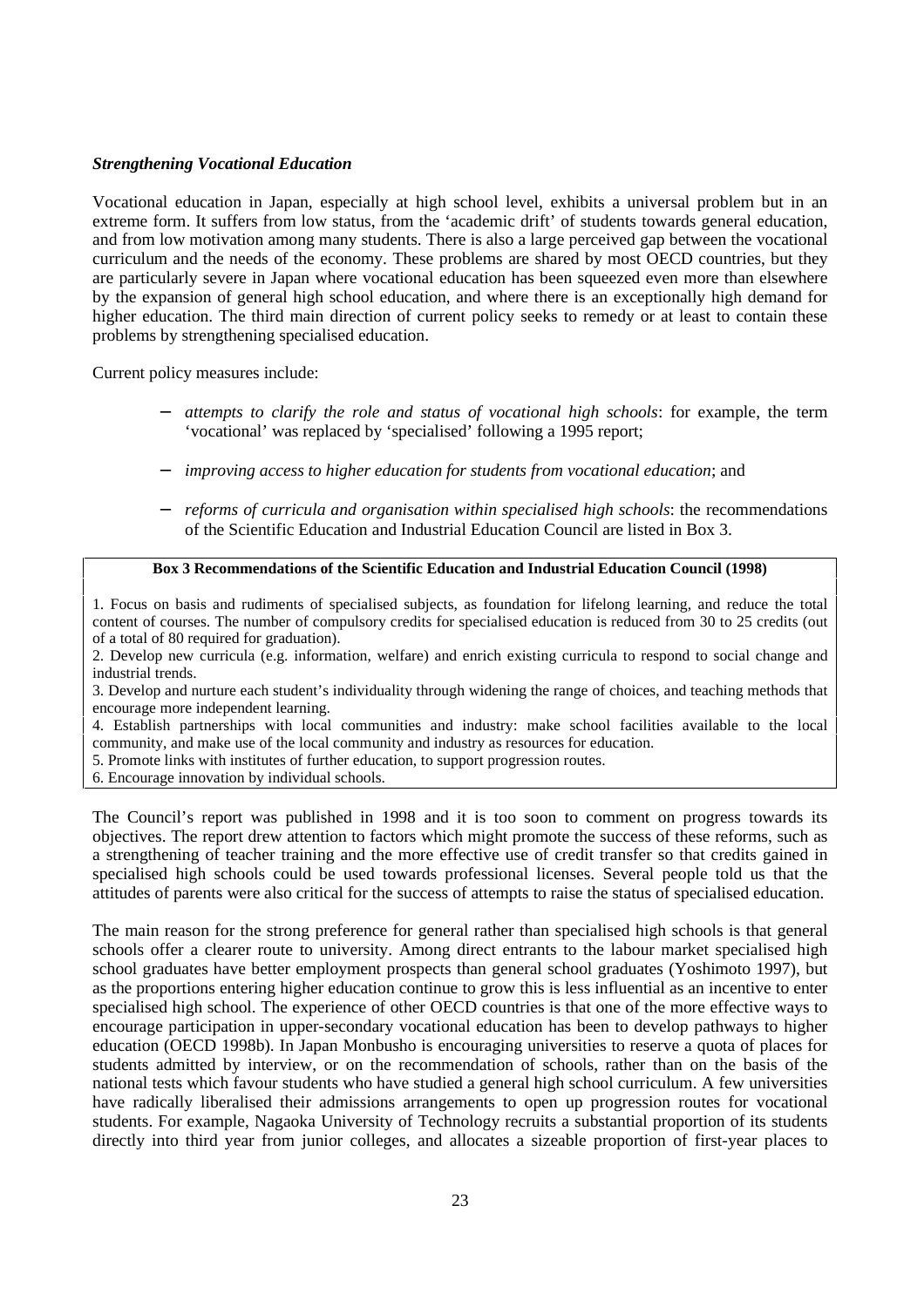### *Strengthening Vocational Education*

Vocational education in Japan, especially at high school level, exhibits a universal problem but in an extreme form. It suffers from low status, from the 'academic drift' of students towards general education, and from low motivation among many students. There is also a large perceived gap between the vocational curriculum and the needs of the economy. These problems are shared by most OECD countries, but they are particularly severe in Japan where vocational education has been squeezed even more than elsewhere by the expansion of general high school education, and where there is an exceptionally high demand for higher education. The third main direction of current policy seeks to remedy or at least to contain these problems by strengthening specialised education.

Current policy measures include:

- *attempts to clarify the role and status of vocational high schools*: for example, the term 'vocational' was replaced by 'specialised' following a 1995 report;
- *improving access to higher education for students from vocational education*; and
- *reforms of curricula and organisation within specialised high schools*: the recommendations of the Scientific Education and Industrial Education Council are listed in Box 3.

**Box 3 Recommendations of the Scientific Education and Industrial Education Council (1998)**

1. Focus on basis and rudiments of specialised subjects, as foundation for lifelong learning, and reduce the total content of courses. The number of compulsory credits for specialised education is reduced from 30 to 25 credits (out of a total of 80 required for graduation).
2. Develop new curricula (e.g. information, welfare) and enrich existing curricula to respond to social change and industrial trends.
3. Develop and nurture each student's individuality through widening the range of choices, and teaching methods that encourage more independent learning.
4. Establish partnerships with local communities and industry: make school facilities available to the local community, and make use of the local community and industry as resources for education.
5. Promote links with institutes of further education, to support progression routes.
6. Encourage innovation by individual schools.

The Council's report was published in 1998 and it is too soon to comment on progress towards its objectives. The report drew attention to factors which might promote the success of these reforms, such as a strengthening of teacher training and the more effective use of credit transfer so that credits gained in specialised high schools could be used towards professional licenses. Several people told us that the attitudes of parents were also critical for the success of attempts to raise the status of specialised education.

The main reason for the strong preference for general rather than specialised high schools is that general schools offer a clearer route to university. Among direct entrants to the labour market specialised high school graduates have better employment prospects than general school graduates (Yoshimoto 1997), but as the proportions entering higher education continue to grow this is less influential as an incentive to enter specialised high school. The experience of other OECD countries is that one of the more effective ways to encourage participation in upper-secondary vocational education has been to develop pathways to higher education (OECD 1998b). In Japan Monbusho is encouraging universities to reserve a quota of places for students admitted by interview, or on the recommendation of schools, rather than on the basis of the national tests which favour students who have studied a general high school curriculum. A few universities have radically liberalised their admissions arrangements to open up progression routes for vocational students. For example, Nagaoka University of Technology recruits a substantial proportion of its students directly into third year from junior colleges, and allocates a sizeable proportion of first-year places to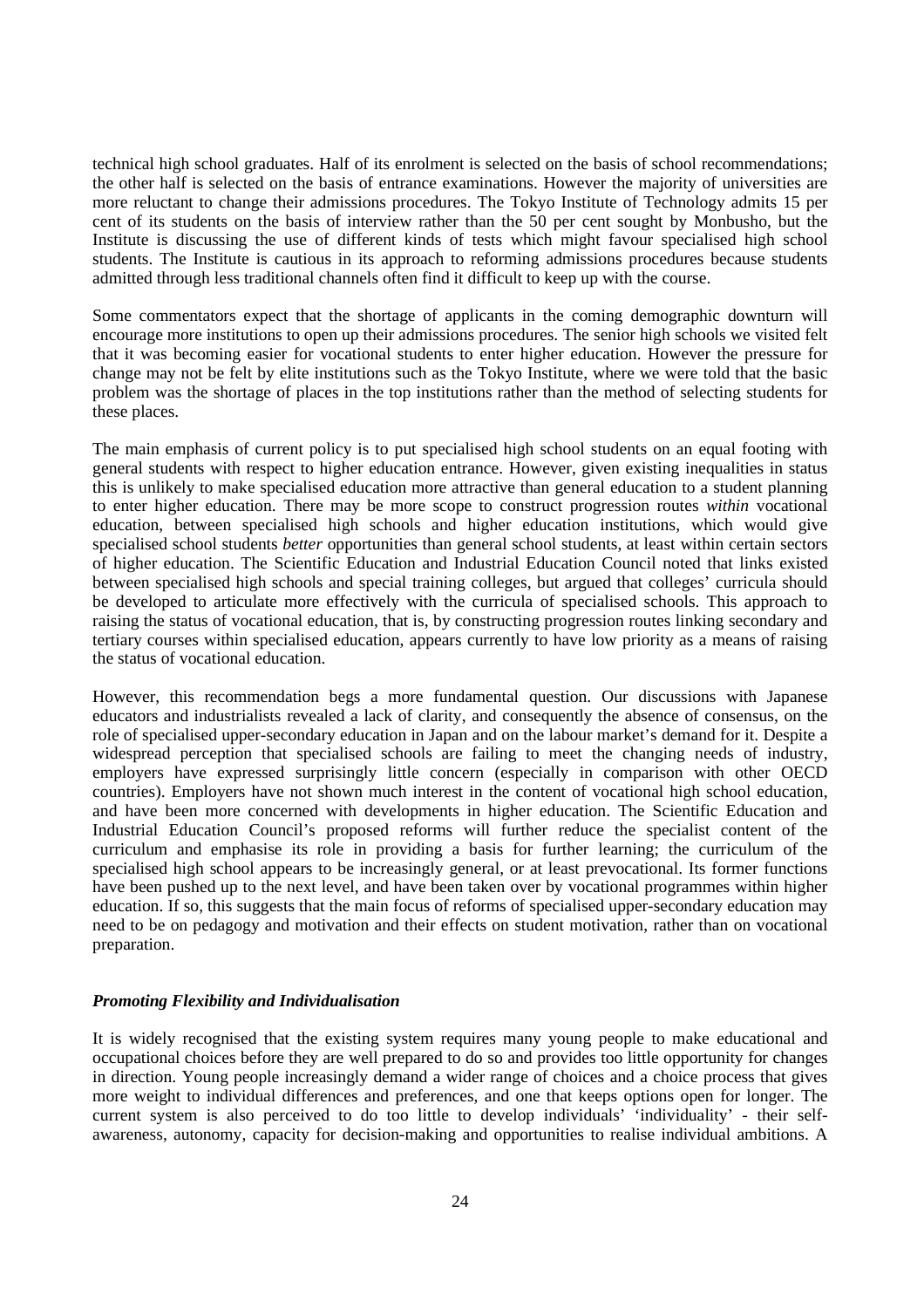technical high school graduates. Half of its enrolment is selected on the basis of school recommendations; the other half is selected on the basis of entrance examinations. However the majority of universities are more reluctant to change their admissions procedures. The Tokyo Institute of Technology admits 15 per cent of its students on the basis of interview rather than the 50 per cent sought by Monbusho, but the Institute is discussing the use of different kinds of tests which might favour specialised high school students. The Institute is cautious in its approach to reforming admissions procedures because students admitted through less traditional channels often find it difficult to keep up with the course.

Some commentators expect that the shortage of applicants in the coming demographic downturn will encourage more institutions to open up their admissions procedures. The senior high schools we visited felt that it was becoming easier for vocational students to enter higher education. However the pressure for change may not be felt by elite institutions such as the Tokyo Institute, where we were told that the basic problem was the shortage of places in the top institutions rather than the method of selecting students for these places.

The main emphasis of current policy is to put specialised high school students on an equal footing with general students with respect to higher education entrance. However, given existing inequalities in status this is unlikely to make specialised education more attractive than general education to a student planning to enter higher education. There may be more scope to construct progression routes *within* vocational education, between specialised high schools and higher education institutions, which would give specialised school students *better* opportunities than general school students, at least within certain sectors of higher education. The Scientific Education and Industrial Education Council noted that links existed between specialised high schools and special training colleges, but argued that colleges' curricula should be developed to articulate more effectively with the curricula of specialised schools. This approach to raising the status of vocational education, that is, by constructing progression routes linking secondary and tertiary courses within specialised education, appears currently to have low priority as a means of raising the status of vocational education.

However, this recommendation begs a more fundamental question. Our discussions with Japanese educators and industrialists revealed a lack of clarity, and consequently the absence of consensus, on the role of specialised upper-secondary education in Japan and on the labour market's demand for it. Despite a widespread perception that specialised schools are failing to meet the changing needs of industry, employers have expressed surprisingly little concern (especially in comparison with other OECD countries). Employers have not shown much interest in the content of vocational high school education, and have been more concerned with developments in higher education. The Scientific Education and Industrial Education Council's proposed reforms will further reduce the specialist content of the curriculum and emphasise its role in providing a basis for further learning; the curriculum of the specialised high school appears to be increasingly general, or at least prevocational. Its former functions have been pushed up to the next level, and have been taken over by vocational programmes within higher education. If so, this suggests that the main focus of reforms of specialised upper-secondary education may need to be on pedagogy and motivation and their effects on student motivation, rather than on vocational preparation.

### *Promoting Flexibility and Individualisation*

It is widely recognised that the existing system requires many young people to make educational and occupational choices before they are well prepared to do so and provides too little opportunity for changes in direction. Young people increasingly demand a wider range of choices and a choice process that gives more weight to individual differences and preferences, and one that keeps options open for longer. The current system is also perceived to do too little to develop individuals' 'individuality' - their self-awareness, autonomy, capacity for decision-making and opportunities to realise individual ambitions. A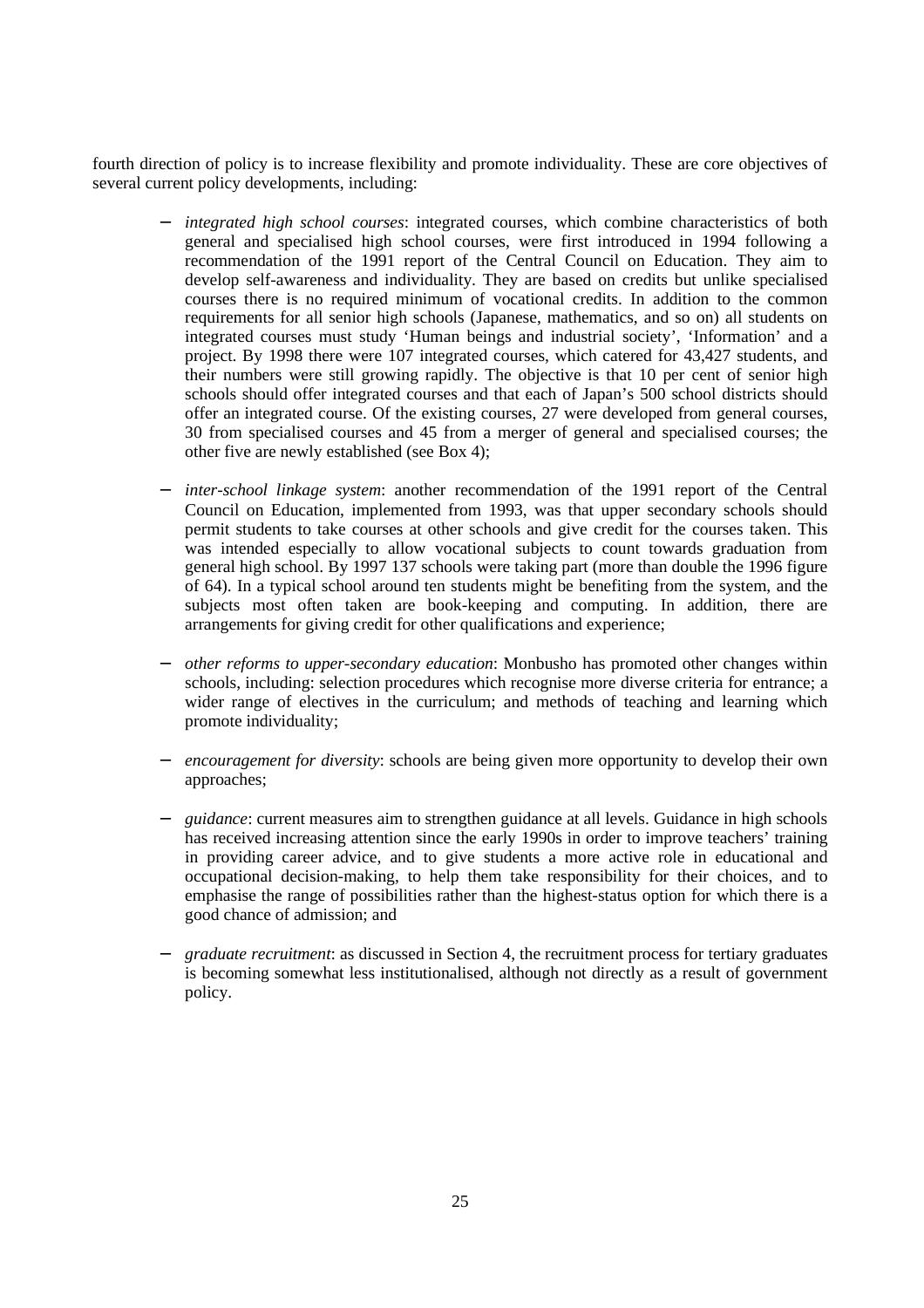fourth direction of policy is to increase flexibility and promote individuality. These are core objectives of several current policy developments, including:

- *integrated high school courses*: integrated courses, which combine characteristics of both general and specialised high school courses, were first introduced in 1994 following a recommendation of the 1991 report of the Central Council on Education. They aim to develop self-awareness and individuality. They are based on credits but unlike specialised courses there is no required minimum of vocational credits. In addition to the common requirements for all senior high schools (Japanese, mathematics, and so on) all students on integrated courses must study 'Human beings and industrial society', 'Information' and a project. By 1998 there were 107 integrated courses, which catered for 43,427 students, and their numbers were still growing rapidly. The objective is that 10 per cent of senior high schools should offer integrated courses and that each of Japan's 500 school districts should offer an integrated course. Of the existing courses, 27 were developed from general courses, 30 from specialised courses and 45 from a merger of general and specialised courses; the other five are newly established (see Box 4);

- *inter-school linkage system*: another recommendation of the 1991 report of the Central Council on Education, implemented from 1993, was that upper secondary schools should permit students to take courses at other schools and give credit for the courses taken. This was intended especially to allow vocational subjects to count towards graduation from general high school. By 1997 137 schools were taking part (more than double the 1996 figure of 64). In a typical school around ten students might be benefiting from the system, and the subjects most often taken are book-keeping and computing. In addition, there are arrangements for giving credit for other qualifications and experience;

- *other reforms to upper-secondary education*: Monbusho has promoted other changes within schools, including: selection procedures which recognise more diverse criteria for entrance; a wider range of electives in the curriculum; and methods of teaching and learning which promote individuality;

- *encouragement for diversity*: schools are being given more opportunity to develop their own approaches;

- *guidance*: current measures aim to strengthen guidance at all levels. Guidance in high schools has received increasing attention since the early 1990s in order to improve teachers' training in providing career advice, and to give students a more active role in educational and occupational decision-making, to help them take responsibility for their choices, and to emphasise the range of possibilities rather than the highest-status option for which there is a good chance of admission; and

- *graduate recruitment*: as discussed in Section 4, the recruitment process for tertiary graduates is becoming somewhat less institutionalised, although not directly as a result of government policy.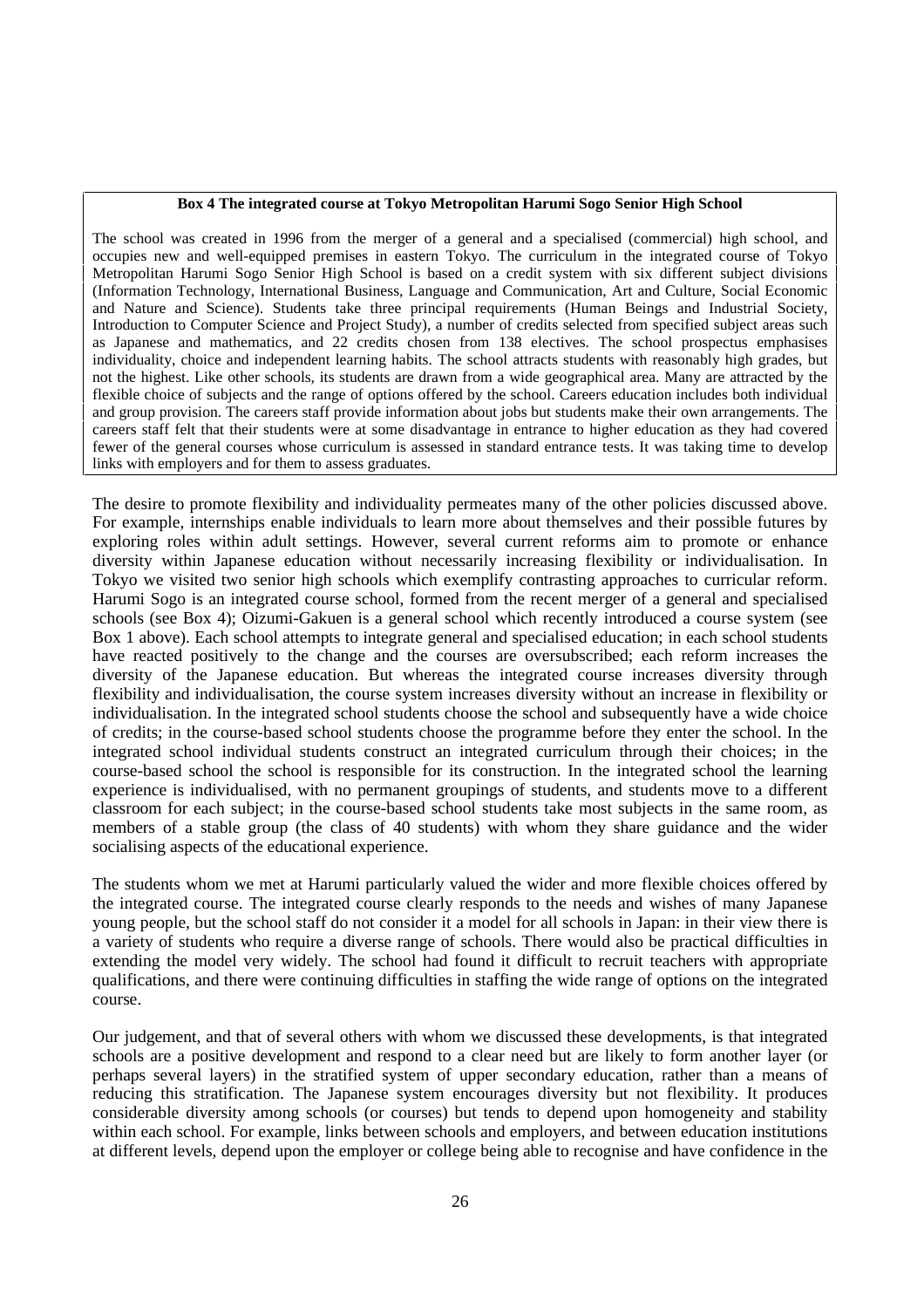**Box 4 The integrated course at Tokyo Metropolitan Harumi Sogo Senior High School**

The school was created in 1996 from the merger of a general and a specialised (commercial) high school, and occupies new and well-equipped premises in eastern Tokyo. The curriculum in the integrated course of Tokyo Metropolitan Harumi Sogo Senior High School is based on a credit system with six different subject divisions (Information Technology, International Business, Language and Communication, Art and Culture, Social Economic and Nature and Science). Students take three principal requirements (Human Beings and Industrial Society, Introduction to Computer Science and Project Study), a number of credits selected from specified subject areas such as Japanese and mathematics, and 22 credits chosen from 138 electives. The school prospectus emphasises individuality, choice and independent learning habits. The school attracts students with reasonably high grades, but not the highest. Like other schools, its students are drawn from a wide geographical area. Many are attracted by the flexible choice of subjects and the range of options offered by the school. Careers education includes both individual and group provision. The careers staff provide information about jobs but students make their own arrangements. The careers staff felt that their students were at some disadvantage in entrance to higher education as they had covered fewer of the general courses whose curriculum is assessed in standard entrance tests. It was taking time to develop links with employers and for them to assess graduates.

The desire to promote flexibility and individuality permeates many of the other policies discussed above. For example, internships enable individuals to learn more about themselves and their possible futures by exploring roles within adult settings. However, several current reforms aim to promote or enhance diversity within Japanese education without necessarily increasing flexibility or individualisation. In Tokyo we visited two senior high schools which exemplify contrasting approaches to curricular reform. Harumi Sogo is an integrated course school, formed from the recent merger of a general and specialised schools (see Box 4); Oizumi-Gakuen is a general school which recently introduced a course system (see Box 1 above). Each school attempts to integrate general and specialised education; in each school students have reacted positively to the change and the courses are oversubscribed; each reform increases the diversity of the Japanese education. But whereas the integrated course increases diversity through flexibility and individualisation, the course system increases diversity without an increase in flexibility or individualisation. In the integrated school students choose the school and subsequently have a wide choice of credits; in the course-based school students choose the programme before they enter the school. In the integrated school individual students construct an integrated curriculum through their choices; in the course-based school the school is responsible for its construction. In the integrated school the learning experience is individualised, with no permanent groupings of students, and students move to a different classroom for each subject; in the course-based school students take most subjects in the same room, as members of a stable group (the class of 40 students) with whom they share guidance and the wider socialising aspects of the educational experience.

The students whom we met at Harumi particularly valued the wider and more flexible choices offered by the integrated course. The integrated course clearly responds to the needs and wishes of many Japanese young people, but the school staff do not consider it a model for all schools in Japan: in their view there is a variety of students who require a diverse range of schools. There would also be practical difficulties in extending the model very widely. The school had found it difficult to recruit teachers with appropriate qualifications, and there were continuing difficulties in staffing the wide range of options on the integrated course.

Our judgement, and that of several others with whom we discussed these developments, is that integrated schools are a positive development and respond to a clear need but are likely to form another layer (or perhaps several layers) in the stratified system of upper secondary education, rather than a means of reducing this stratification. The Japanese system encourages diversity but not flexibility. It produces considerable diversity among schools (or courses) but tends to depend upon homogeneity and stability within each school. For example, links between schools and employers, and between education institutions at different levels, depend upon the employer or college being able to recognise and have confidence in the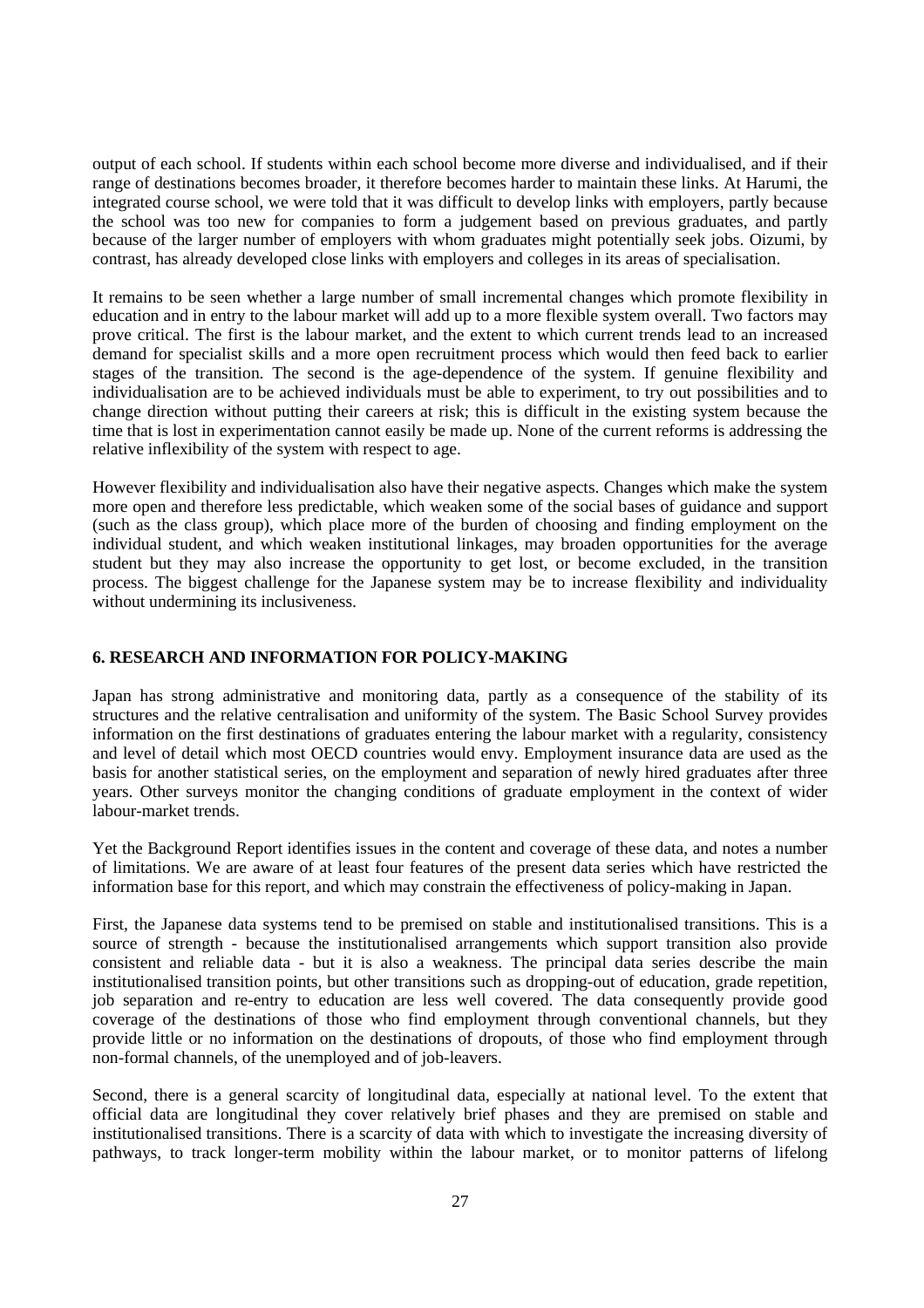output of each school. If students within each school become more diverse and individualised, and if their range of destinations becomes broader, it therefore becomes harder to maintain these links. At Harumi, the integrated course school, we were told that it was difficult to develop links with employers, partly because the school was too new for companies to form a judgement based on previous graduates, and partly because of the larger number of employers with whom graduates might potentially seek jobs. Oizumi, by contrast, has already developed close links with employers and colleges in its areas of specialisation.

It remains to be seen whether a large number of small incremental changes which promote flexibility in education and in entry to the labour market will add up to a more flexible system overall. Two factors may prove critical. The first is the labour market, and the extent to which current trends lead to an increased demand for specialist skills and a more open recruitment process which would then feed back to earlier stages of the transition. The second is the age-dependence of the system. If genuine flexibility and individualisation are to be achieved individuals must be able to experiment, to try out possibilities and to change direction without putting their careers at risk; this is difficult in the existing system because the time that is lost in experimentation cannot easily be made up. None of the current reforms is addressing the relative inflexibility of the system with respect to age.

However flexibility and individualisation also have their negative aspects. Changes which make the system more open and therefore less predictable, which weaken some of the social bases of guidance and support (such as the class group), which place more of the burden of choosing and finding employment on the individual student, and which weaken institutional linkages, may broaden opportunities for the average student but they may also increase the opportunity to get lost, or become excluded, in the transition process. The biggest challenge for the Japanese system may be to increase flexibility and individuality without undermining its inclusiveness.

## 6. RESEARCH AND INFORMATION FOR POLICY-MAKING

Japan has strong administrative and monitoring data, partly as a consequence of the stability of its structures and the relative centralisation and uniformity of the system. The Basic School Survey provides information on the first destinations of graduates entering the labour market with a regularity, consistency and level of detail which most OECD countries would envy. Employment insurance data are used as the basis for another statistical series, on the employment and separation of newly hired graduates after three years. Other surveys monitor the changing conditions of graduate employment in the context of wider labour-market trends.

Yet the Background Report identifies issues in the content and coverage of these data, and notes a number of limitations. We are aware of at least four features of the present data series which have restricted the information base for this report, and which may constrain the effectiveness of policy-making in Japan.

First, the Japanese data systems tend to be premised on stable and institutionalised transitions. This is a source of strength - because the institutionalised arrangements which support transition also provide consistent and reliable data - but it is also a weakness. The principal data series describe the main institutionalised transition points, but other transitions such as dropping-out of education, grade repetition, job separation and re-entry to education are less well covered. The data consequently provide good coverage of the destinations of those who find employment through conventional channels, but they provide little or no information on the destinations of dropouts, of those who find employment through non-formal channels, of the unemployed and of job-leavers.

Second, there is a general scarcity of longitudinal data, especially at national level. To the extent that official data are longitudinal they cover relatively brief phases and they are premised on stable and institutionalised transitions. There is a scarcity of data with which to investigate the increasing diversity of pathways, to track longer-term mobility within the labour market, or to monitor patterns of lifelong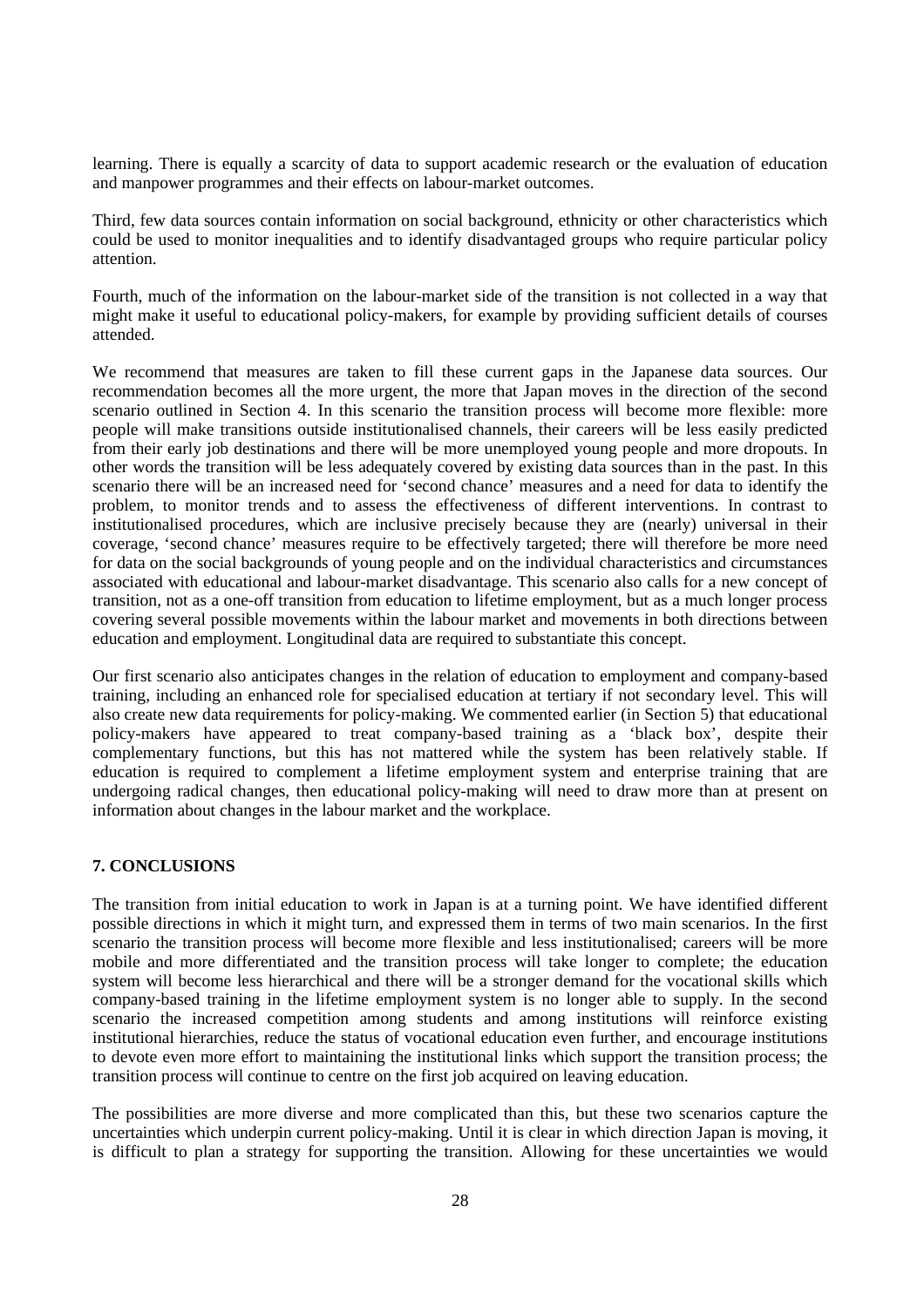learning. There is equally a scarcity of data to support academic research or the evaluation of education and manpower programmes and their effects on labour-market outcomes.

Third, few data sources contain information on social background, ethnicity or other characteristics which could be used to monitor inequalities and to identify disadvantaged groups who require particular policy attention.

Fourth, much of the information on the labour-market side of the transition is not collected in a way that might make it useful to educational policy-makers, for example by providing sufficient details of courses attended.

We recommend that measures are taken to fill these current gaps in the Japanese data sources. Our recommendation becomes all the more urgent, the more that Japan moves in the direction of the second scenario outlined in Section 4. In this scenario the transition process will become more flexible: more people will make transitions outside institutionalised channels, their careers will be less easily predicted from their early job destinations and there will be more unemployed young people and more dropouts. In other words the transition will be less adequately covered by existing data sources than in the past. In this scenario there will be an increased need for 'second chance' measures and a need for data to identify the problem, to monitor trends and to assess the effectiveness of different interventions. In contrast to institutionalised procedures, which are inclusive precisely because they are (nearly) universal in their coverage, 'second chance' measures require to be effectively targeted; there will therefore be more need for data on the social backgrounds of young people and on the individual characteristics and circumstances associated with educational and labour-market disadvantage. This scenario also calls for a new concept of transition, not as a one-off transition from education to lifetime employment, but as a much longer process covering several possible movements within the labour market and movements in both directions between education and employment. Longitudinal data are required to substantiate this concept.

Our first scenario also anticipates changes in the relation of education to employment and company-based training, including an enhanced role for specialised education at tertiary if not secondary level. This will also create new data requirements for policy-making. We commented earlier (in Section 5) that educational policy-makers have appeared to treat company-based training as a 'black box', despite their complementary functions, but this has not mattered while the system has been relatively stable. If education is required to complement a lifetime employment system and enterprise training that are undergoing radical changes, then educational policy-making will need to draw more than at present on information about changes in the labour market and the workplace.

## 7. CONCLUSIONS

The transition from initial education to work in Japan is at a turning point. We have identified different possible directions in which it might turn, and expressed them in terms of two main scenarios. In the first scenario the transition process will become more flexible and less institutionalised; careers will be more mobile and more differentiated and the transition process will take longer to complete; the education system will become less hierarchical and there will be a stronger demand for the vocational skills which company-based training in the lifetime employment system is no longer able to supply. In the second scenario the increased competition among students and among institutions will reinforce existing institutional hierarchies, reduce the status of vocational education even further, and encourage institutions to devote even more effort to maintaining the institutional links which support the transition process; the transition process will continue to centre on the first job acquired on leaving education.

The possibilities are more diverse and more complicated than this, but these two scenarios capture the uncertainties which underpin current policy-making. Until it is clear in which direction Japan is moving, it is difficult to plan a strategy for supporting the transition. Allowing for these uncertainties we would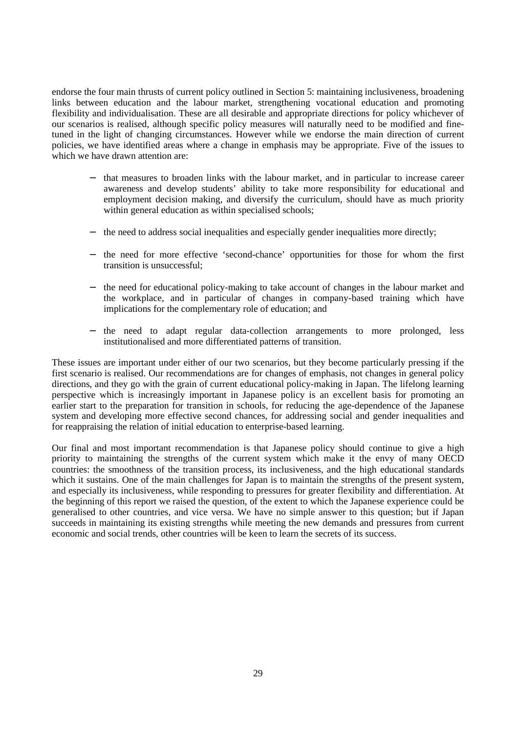endorse the four main thrusts of current policy outlined in Section 5: maintaining inclusiveness, broadening links between education and the labour market, strengthening vocational education and promoting flexibility and individualisation. These are all desirable and appropriate directions for policy whichever of our scenarios is realised, although specific policy measures will naturally need to be modified and fine-tuned in the light of changing circumstances. However while we endorse the main direction of current policies, we have identified areas where a change in emphasis may be appropriate. Five of the issues to which we have drawn attention are:

- that measures to broaden links with the labour market, and in particular to increase career awareness and develop students' ability to take more responsibility for educational and employment decision making, and diversify the curriculum, should have as much priority within general education as within specialised schools;
- the need to address social inequalities and especially gender inequalities more directly;
- the need for more effective 'second-chance' opportunities for those for whom the first transition is unsuccessful;
- the need for educational policy-making to take account of changes in the labour market and the workplace, and in particular of changes in company-based training which have implications for the complementary role of education; and
- the need to adapt regular data-collection arrangements to more prolonged, less institutionalised and more differentiated patterns of transition.

These issues are important under either of our two scenarios, but they become particularly pressing if the first scenario is realised. Our recommendations are for changes of emphasis, not changes in general policy directions, and they go with the grain of current educational policy-making in Japan. The lifelong learning perspective which is increasingly important in Japanese policy is an excellent basis for promoting an earlier start to the preparation for transition in schools, for reducing the age-dependence of the Japanese system and developing more effective second chances, for addressing social and gender inequalities and for reappraising the relation of initial education to enterprise-based learning.

Our final and most important recommendation is that Japanese policy should continue to give a high priority to maintaining the strengths of the current system which make it the envy of many OECD countries: the smoothness of the transition process, its inclusiveness, and the high educational standards which it sustains. One of the main challenges for Japan is to maintain the strengths of the present system, and especially its inclusiveness, while responding to pressures for greater flexibility and differentiation. At the beginning of this report we raised the question, of the extent to which the Japanese experience could be generalised to other countries, and vice versa. We have no simple answer to this question; but if Japan succeeds in maintaining its existing strengths while meeting the new demands and pressures from current economic and social trends, other countries will be keen to learn the secrets of its success.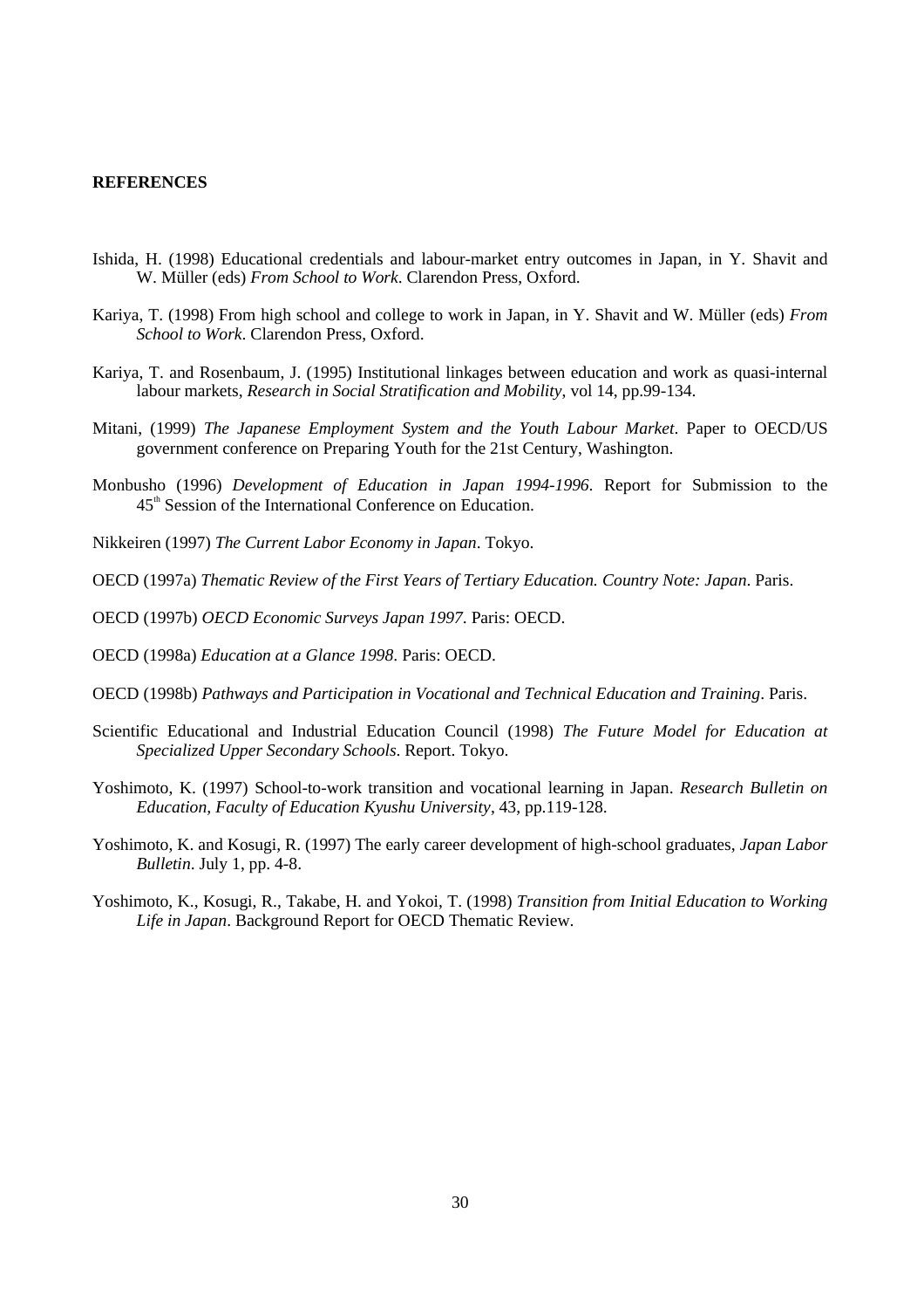**REFERENCES**

Ishida, H. (1998) Educational credentials and labour-market entry outcomes in Japan, in Y. Shavit and W. Müller (eds) *From School to Work*. Clarendon Press, Oxford.

Kariya, T. (1998) From high school and college to work in Japan, in Y. Shavit and W. Müller (eds) *From School to Work*. Clarendon Press, Oxford.

Kariya, T. and Rosenbaum, J. (1995) Institutional linkages between education and work as quasi-internal labour markets, *Research in Social Stratification and Mobility*, vol 14, pp.99-134.

Mitani, (1999) *The Japanese Employment System and the Youth Labour Market*. Paper to OECD/US government conference on Preparing Youth for the 21st Century, Washington.

Monbusho (1996) *Development of Education in Japan 1994-1996*. Report for Submission to the 45th Session of the International Conference on Education.

Nikkeiren (1997) *The Current Labor Economy in Japan*. Tokyo.

OECD (1997a) *Thematic Review of the First Years of Tertiary Education. Country Note: Japan*. Paris.

OECD (1997b) *OECD Economic Surveys Japan 1997*. Paris: OECD.

OECD (1998a) *Education at a Glance 1998*. Paris: OECD.

OECD (1998b) *Pathways and Participation in Vocational and Technical Education and Training*. Paris.

Scientific Educational and Industrial Education Council (1998) *The Future Model for Education at Specialized Upper Secondary Schools*. Report. Tokyo.

Yoshimoto, K. (1997) School-to-work transition and vocational learning in Japan. *Research Bulletin on Education, Faculty of Education Kyushu University*, 43, pp.119-128.

Yoshimoto, K. and Kosugi, R. (1997) The early career development of high-school graduates, *Japan Labor Bulletin*. July 1, pp. 4-8.

Yoshimoto, K., Kosugi, R., Takabe, H. and Yokoi, T. (1998) *Transition from Initial Education to Working Life in Japan*. Background Report for OECD Thematic Review.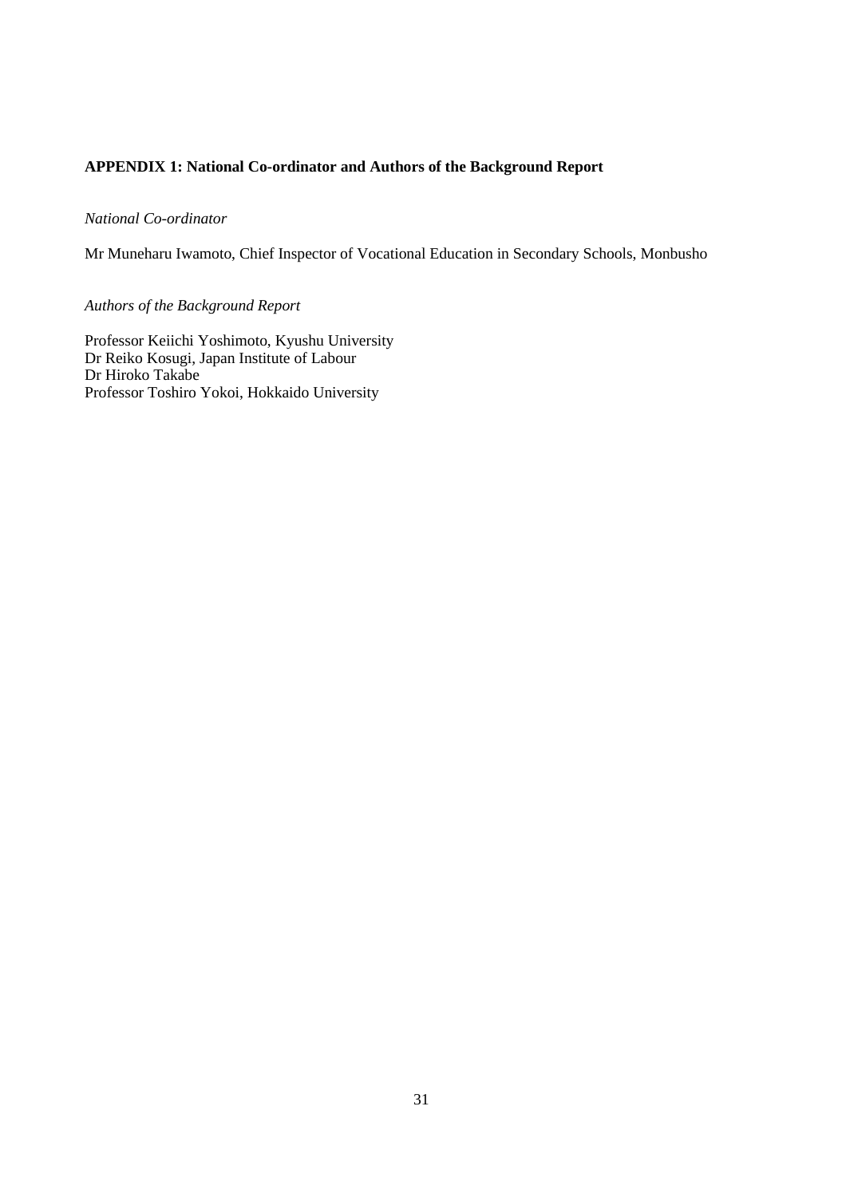## APPENDIX 1: National Co-ordinator and Authors of the Background Report

*National Co-ordinator*

Mr Muneharu Iwamoto, Chief Inspector of Vocational Education in Secondary Schools, Monbusho

*Authors of the Background Report*

Professor Keiichi Yoshimoto, Kyushu University
Dr Reiko Kosugi, Japan Institute of Labour
Dr Hiroko Takabe
Professor Toshiro Yokoi, Hokkaido University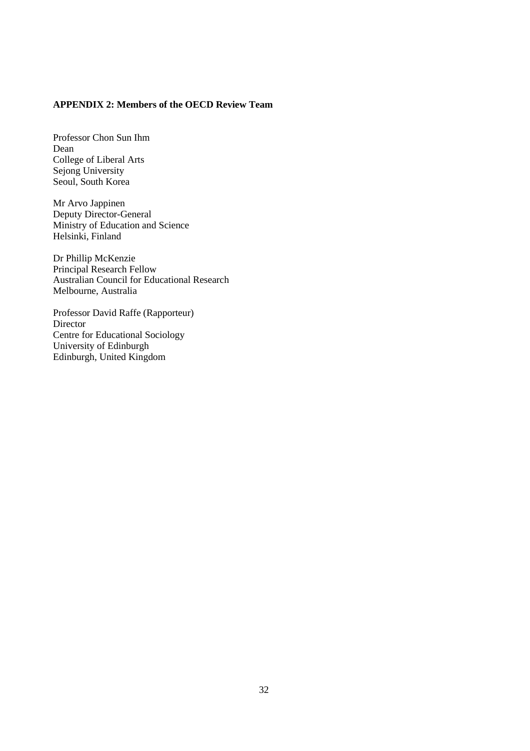**APPENDIX 2: Members of the OECD Review Team**

Professor Chon Sun Ihm
Dean
College of Liberal Arts
Sejong University
Seoul, South Korea

Mr Arvo Jappinen
Deputy Director-General
Ministry of Education and Science
Helsinki, Finland

Dr Phillip McKenzie
Principal Research Fellow
Australian Council for Educational Research
Melbourne, Australia

Professor David Raffe (Rapporteur)
Director
Centre for Educational Sociology
University of Edinburgh
Edinburgh, United Kingdom